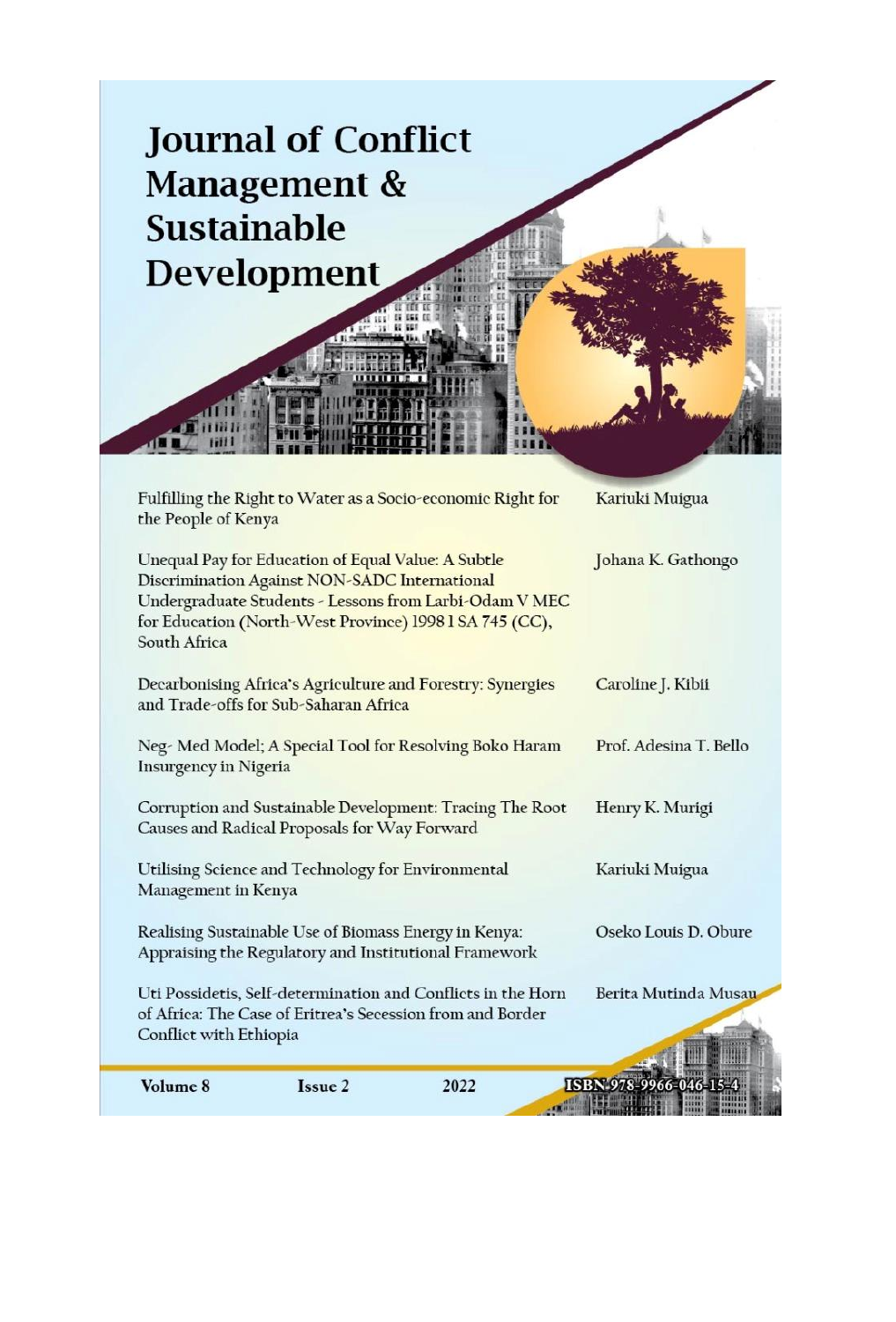# Journal of Conflict Management & Sustainable Development

| | |
|---|---|
| Fulfilling the Right to Water as a Socio-economic Right for the People of Kenya | Kariuki Muigua |
| Unequal Pay for Education of Equal Value: A Subtle Discrimination Against NON-SADC International Undergraduate Students - Lessons from Larbi-Odam V MEC for Education (North-West Province) 1998 1 SA 745 (CC), South Africa | Johana K. Gathongo |
| Decarbonising Africa's Agriculture and Forestry: Synergies and Trade-offs for Sub-Saharan Africa | Caroline J. Kibii |
| Neg- Med Model; A Special Tool for Resolving Boko Haram Insurgency in Nigeria | Prof. Adesina T. Bello |
| Corruption and Sustainable Development: Tracing The Root Causes and Radical Proposals for Way Forward | Henry K. Murigi |
| Utilising Science and Technology for Environmental Management in Kenya | Kariuki Muigua |
| Realising Sustainable Use of Biomass Energy in Kenya: Appraising the Regulatory and Institutional Framework | Oseko Louis D. Obure |
| Uti Possidetis, Self-determination and Conflicts in the Horn of Africa: The Case of Eritrea's Secession from and Border Conflict with Ethiopia | Berita Mutinda Musau |

**Volume 8** **Issue 2** **2022** **ISBN 978-9966-046-15-4**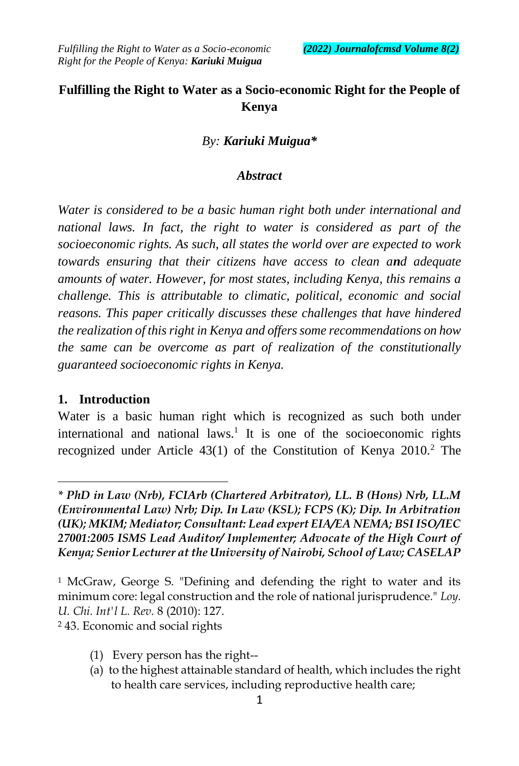# Fulfilling the Right to Water as a Socio-economic Right for the People of Kenya

*By:* ***Kariuki Muigua****

### *Abstract*

*Water is considered to be a basic human right both under international and national laws. In fact, the right to water is considered as part of the socioeconomic rights. As such, all states the world over are expected to work towards ensuring that their citizens have access to clean and adequate amounts of water. However, for most states, including Kenya, this remains a challenge. This is attributable to climatic, political, economic and social reasons. This paper critically discusses these challenges that have hindered the realization of this right in Kenya and offers some recommendations on how the same can be overcome as part of realization of the constitutionally guaranteed socioeconomic rights in Kenya.*

## 1. Introduction

Water is a basic human right which is recognized as such both under international and national laws.[1] It is one of the socioeconomic rights recognized under Article 43(1) of the Constitution of Kenya 2010.[2] The

---

*\* PhD in Law (Nrb), FCIArb (Chartered Arbitrator), LL. B (Hons) Nrb, LL.M (Environmental Law) Nrb; Dip. In Law (KSL); FCPS (K); Dip. In Arbitration (UK); MKIM; Mediator; Consultant: Lead expert EIA/EA NEMA; BSI ISO/IEC 27001:2005 ISMS Lead Auditor/ Implementer; Advocate of the High Court of Kenya; Senior Lecturer at the University of Nairobi, School of Law; CASELAP*

[1] McGraw, George S. "Defining and defending the right to water and its minimum core: legal construction and the role of national jurisprudence." *Loy. U. Chi. Int'l L. Rev.* 8 (2010): 127.

[2] 43. Economic and social rights

(1) Every person has the right--
(a) to the highest attainable standard of health, which includes the right to health care services, including reproductive health care;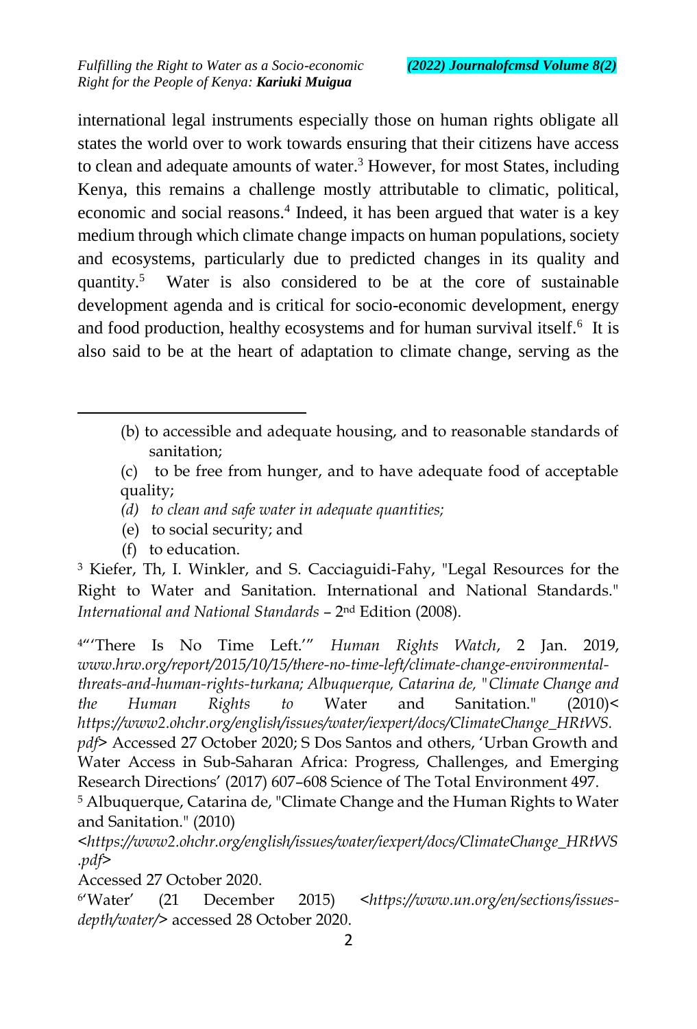international legal instruments especially those on human rights obligate all states the world over to work towards ensuring that their citizens have access to clean and adequate amounts of water.[3] However, for most States, including Kenya, this remains a challenge mostly attributable to climatic, political, economic and social reasons.[4] Indeed, it has been argued that water is a key medium through which climate change impacts on human populations, society and ecosystems, particularly due to predicted changes in its quality and quantity.[5] Water is also considered to be at the core of sustainable development agenda and is critical for socio-economic development, energy and food production, healthy ecosystems and for human survival itself.[6] It is also said to be at the heart of adaptation to climate change, serving as the

---

(b) to accessible and adequate housing, and to reasonable standards of sanitation;

(c) to be free from hunger, and to have adequate food of acceptable quality;

*(d) to clean and safe water in adequate quantities;*

(e) to social security; and

(f) to education.

[3] Kiefer, Th, I. Winkler, and S. Cacciaguidi-Fahy, "Legal Resources for the Right to Water and Sanitation. International and National Standards." *International and National Standards* – 2nd Edition (2008).

[4] "'There Is No Time Left.'" *Human Rights Watch*, 2 Jan. 2019, *www.hrw.org/report/2015/10/15/there-no-time-left/climate-change-environmental-threats-and-human-rights-turkana; Albuquerque, Catarina de, "Climate Change and the Human Rights to* Water and Sanitation." (2010)< *https://www2.ohchr.org/english/issues/water/iexpert/docs/ClimateChange_HRtWS.pdf*> Accessed 27 October 2020; S Dos Santos and others, 'Urban Growth and Water Access in Sub-Saharan Africa: Progress, Challenges, and Emerging Research Directions' (2017) 607–608 Science of The Total Environment 497.

[5] Albuquerque, Catarina de, "Climate Change and the Human Rights to Water and Sanitation." (2010) <*https://www2.ohchr.org/english/issues/water/iexpert/docs/ClimateChange_HRtWS.pdf*> Accessed 27 October 2020.

[6] 'Water' (21 December 2015) <*https://www.un.org/en/sections/issues-depth/water/*> accessed 28 October 2020.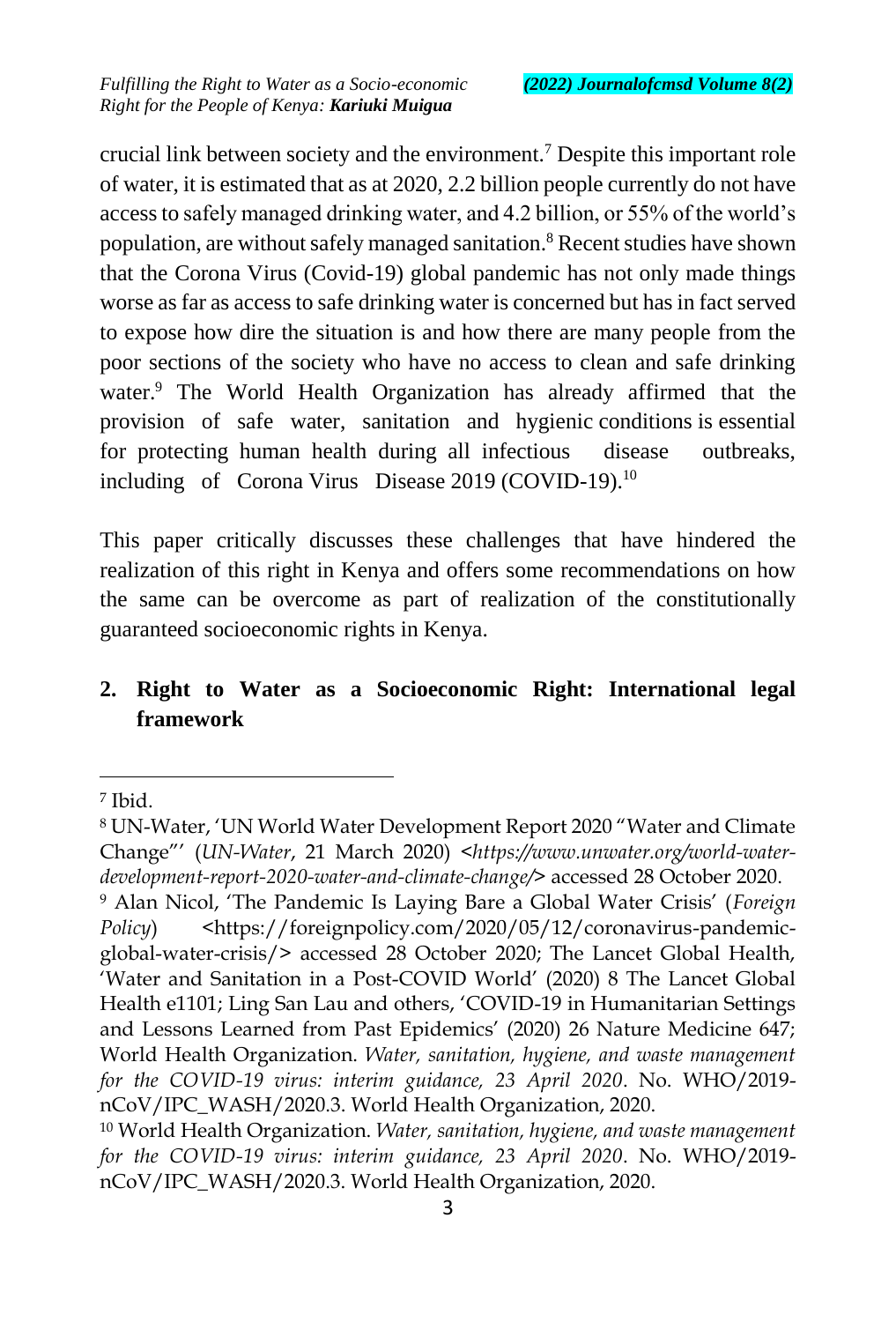crucial link between society and the environment.[7] Despite this important role of water, it is estimated that as at 2020, 2.2 billion people currently do not have access to safely managed drinking water, and 4.2 billion, or 55% of the world's population, are without safely managed sanitation.[8] Recent studies have shown that the Corona Virus (Covid-19) global pandemic has not only made things worse as far as access to safe drinking water is concerned but has in fact served to expose how dire the situation is and how there are many people from the poor sections of the society who have no access to clean and safe drinking water.[9] The World Health Organization has already affirmed that the provision of safe water, sanitation and hygienic conditions is essential for protecting human health during all infectious disease outbreaks, including of Corona Virus Disease 2019 (COVID-19).[10]

This paper critically discusses these challenges that have hindered the realization of this right in Kenya and offers some recommendations on how the same can be overcome as part of realization of the constitutionally guaranteed socioeconomic rights in Kenya.

## 2. Right to Water as a Socioeconomic Right: International legal framework

---

[7] Ibid.

[8] UN-Water, 'UN World Water Development Report 2020 "Water and Climate Change"' (*UN-Water*, 21 March 2020) <*https://www.unwater.org/world-water-development-report-2020-water-and-climate-change/*> accessed 28 October 2020.

[9] Alan Nicol, 'The Pandemic Is Laying Bare a Global Water Crisis' (*Foreign Policy*) <https://foreignpolicy.com/2020/05/12/coronavirus-pandemic-global-water-crisis/> accessed 28 October 2020; The Lancet Global Health, 'Water and Sanitation in a Post-COVID World' (2020) 8 The Lancet Global Health e1101; Ling San Lau and others, 'COVID-19 in Humanitarian Settings and Lessons Learned from Past Epidemics' (2020) 26 Nature Medicine 647; World Health Organization. *Water, sanitation, hygiene, and waste management for the COVID-19 virus: interim guidance, 23 April 2020*. No. WHO/2019-nCoV/IPC_WASH/2020.3. World Health Organization, 2020.

[10] World Health Organization. *Water, sanitation, hygiene, and waste management for the COVID-19 virus: interim guidance, 23 April 2020*. No. WHO/2019-nCoV/IPC_WASH/2020.3. World Health Organization, 2020.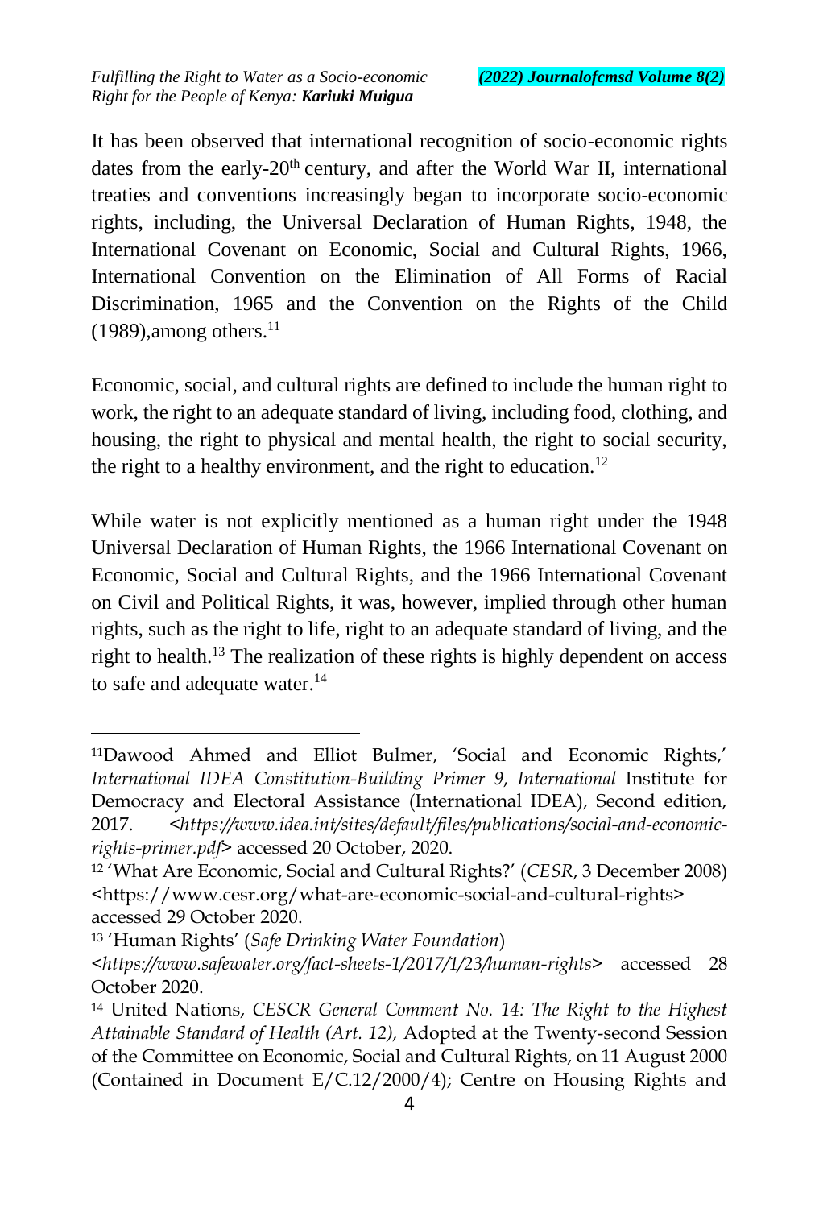It has been observed that international recognition of socio-economic rights dates from the early-20th century, and after the World War II, international treaties and conventions increasingly began to incorporate socio-economic rights, including, the Universal Declaration of Human Rights, 1948, the International Covenant on Economic, Social and Cultural Rights, 1966, International Convention on the Elimination of All Forms of Racial Discrimination, 1965 and the Convention on the Rights of the Child (1989),among others.[11]

Economic, social, and cultural rights are defined to include the human right to work, the right to an adequate standard of living, including food, clothing, and housing, the right to physical and mental health, the right to social security, the right to a healthy environment, and the right to education.[12]

While water is not explicitly mentioned as a human right under the 1948 Universal Declaration of Human Rights, the 1966 International Covenant on Economic, Social and Cultural Rights, and the 1966 International Covenant on Civil and Political Rights, it was, however, implied through other human rights, such as the right to life, right to an adequate standard of living, and the right to health.[13] The realization of these rights is highly dependent on access to safe and adequate water.[14]

---

[11] Dawood Ahmed and Elliot Bulmer, 'Social and Economic Rights,' *International IDEA Constitution-Building Primer 9*, *International* Institute for Democracy and Electoral Assistance (International IDEA), Second edition, 2017. <*https://www.idea.int/sites/default/files/publications/social-and-economic-rights-primer.pdf*> accessed 20 October, 2020.

[12] 'What Are Economic, Social and Cultural Rights?' (*CESR*, 3 December 2008) <https://www.cesr.org/what-are-economic-social-and-cultural-rights> accessed 29 October 2020.

[13] 'Human Rights' (*Safe Drinking Water Foundation*) <*https://www.safewater.org/fact-sheets-1/2017/1/23/human-rights*> accessed 28 October 2020.

[14] United Nations, *CESCR General Comment No. 14: The Right to the Highest Attainable Standard of Health (Art. 12),* Adopted at the Twenty-second Session of the Committee on Economic, Social and Cultural Rights, on 11 August 2000 (Contained in Document E/C.12/2000/4); Centre on Housing Rights and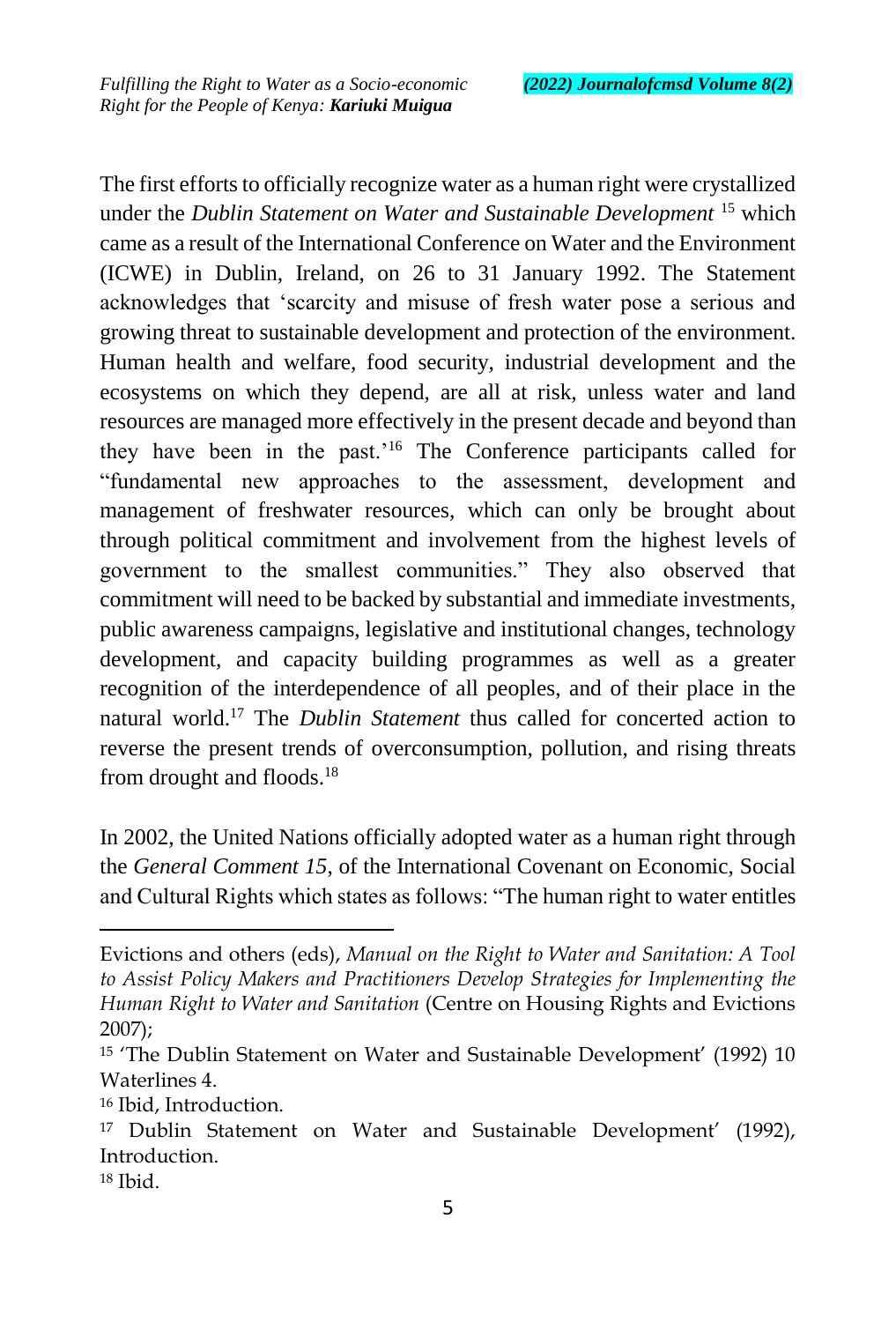The first efforts to officially recognize water as a human right were crystallized under the *Dublin Statement on Water and Sustainable Development* [15] which came as a result of the International Conference on Water and the Environment (ICWE) in Dublin, Ireland, on 26 to 31 January 1992. The Statement acknowledges that 'scarcity and misuse of fresh water pose a serious and growing threat to sustainable development and protection of the environment. Human health and welfare, food security, industrial development and the ecosystems on which they depend, are all at risk, unless water and land resources are managed more effectively in the present decade and beyond than they have been in the past.'[16] The Conference participants called for "fundamental new approaches to the assessment, development and management of freshwater resources, which can only be brought about through political commitment and involvement from the highest levels of government to the smallest communities." They also observed that commitment will need to be backed by substantial and immediate investments, public awareness campaigns, legislative and institutional changes, technology development, and capacity building programmes as well as a greater recognition of the interdependence of all peoples, and of their place in the natural world.[17] The *Dublin Statement* thus called for concerted action to reverse the present trends of overconsumption, pollution, and rising threats from drought and floods.[18]

In 2002, the United Nations officially adopted water as a human right through the *General Comment 15*, of the International Covenant on Economic, Social and Cultural Rights which states as follows: "The human right to water entitles

---

Evictions and others (eds), *Manual on the Right to Water and Sanitation: A Tool to Assist Policy Makers and Practitioners Develop Strategies for Implementing the Human Right to Water and Sanitation* (Centre on Housing Rights and Evictions 2007);

[15] 'The Dublin Statement on Water and Sustainable Development' (1992) 10 Waterlines 4.

[16] Ibid, Introduction.

[17] Dublin Statement on Water and Sustainable Development' (1992), Introduction.

[18] Ibid.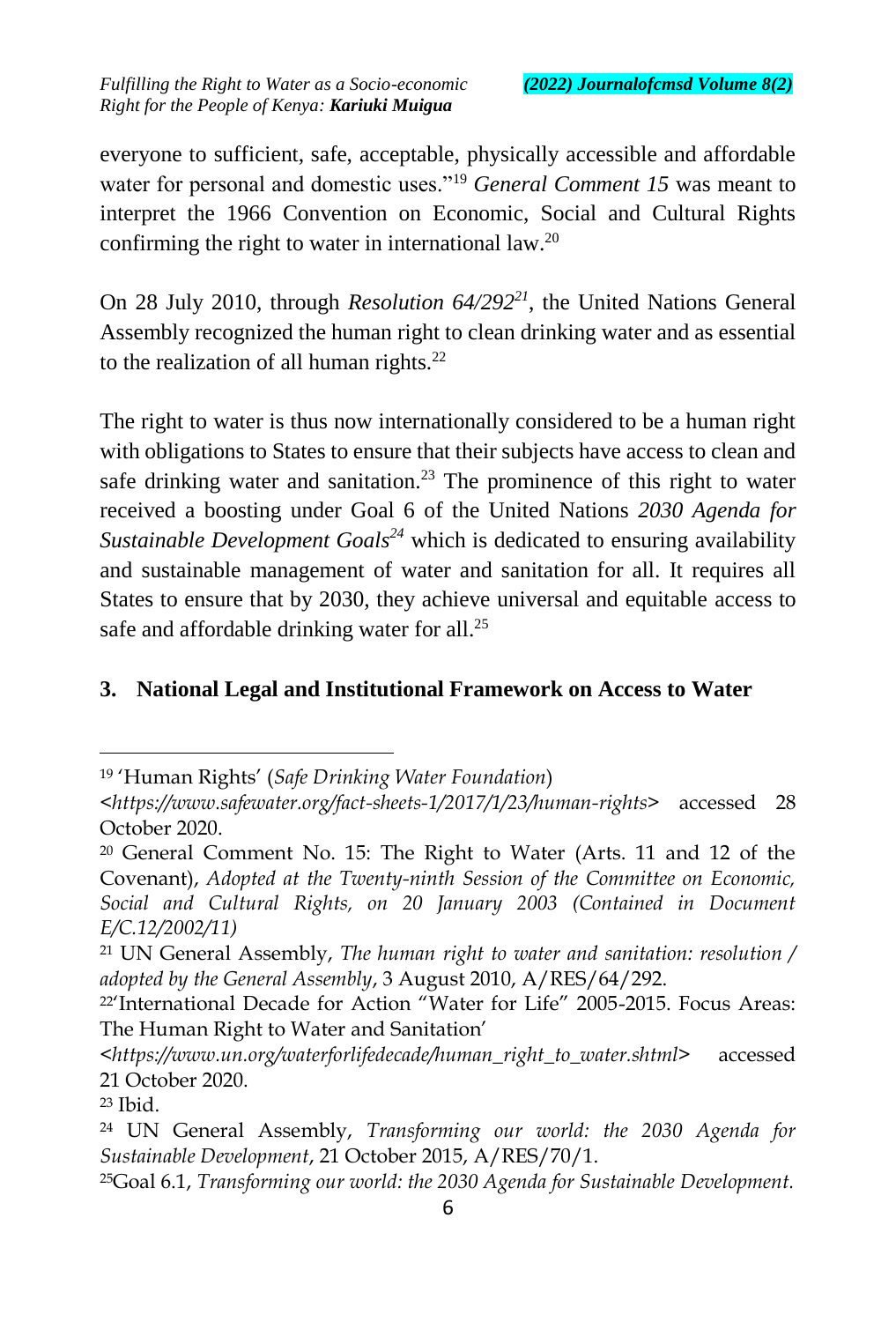everyone to sufficient, safe, acceptable, physically accessible and affordable water for personal and domestic uses."[19] *General Comment 15* was meant to interpret the 1966 Convention on Economic, Social and Cultural Rights confirming the right to water in international law.[20]

On 28 July 2010, through *Resolution 64/292*[21], the United Nations General Assembly recognized the human right to clean drinking water and as essential to the realization of all human rights.[22]

The right to water is thus now internationally considered to be a human right with obligations to States to ensure that their subjects have access to clean and safe drinking water and sanitation.[23] The prominence of this right to water received a boosting under Goal 6 of the United Nations *2030 Agenda for Sustainable Development Goals*[24] which is dedicated to ensuring availability and sustainable management of water and sanitation for all. It requires all States to ensure that by 2030, they achieve universal and equitable access to safe and affordable drinking water for all.[25]

## 3. National Legal and Institutional Framework on Access to Water

---

[19] 'Human Rights' (*Safe Drinking Water Foundation*) <*https://www.safewater.org/fact-sheets-1/2017/1/23/human-rights*> accessed 28 October 2020.

[20] General Comment No. 15: The Right to Water (Arts. 11 and 12 of the Covenant), *Adopted at the Twenty-ninth Session of the Committee on Economic, Social and Cultural Rights, on 20 January 2003 (Contained in Document E/C.12/2002/11)*

[21] UN General Assembly, *The human right to water and sanitation: resolution / adopted by the General Assembly*, 3 August 2010, A/RES/64/292.

[22] 'International Decade for Action "Water for Life" 2005-2015. Focus Areas: The Human Right to Water and Sanitation' <*https://www.un.org/waterforlifedecade/human_right_to_water.shtml*> accessed 21 October 2020.

[23] Ibid.

[24] UN General Assembly, *Transforming our world: the 2030 Agenda for Sustainable Development*, 21 October 2015, A/RES/70/1.

[25] Goal 6.1, *Transforming our world: the 2030 Agenda for Sustainable Development.*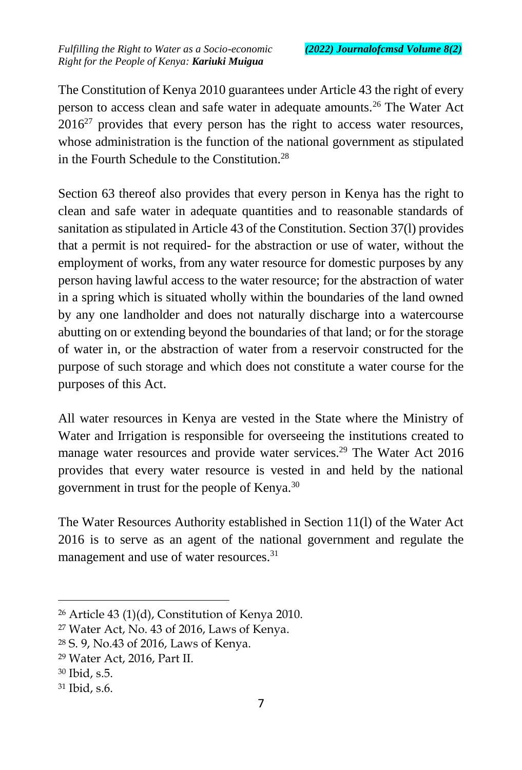The Constitution of Kenya 2010 guarantees under Article 43 the right of every person to access clean and safe water in adequate amounts.[26] The Water Act 2016[27] provides that every person has the right to access water resources, whose administration is the function of the national government as stipulated in the Fourth Schedule to the Constitution.[28]

Section 63 thereof also provides that every person in Kenya has the right to clean and safe water in adequate quantities and to reasonable standards of sanitation as stipulated in Article 43 of the Constitution. Section 37(l) provides that a permit is not required- for the abstraction or use of water, without the employment of works, from any water resource for domestic purposes by any person having lawful access to the water resource; for the abstraction of water in a spring which is situated wholly within the boundaries of the land owned by any one landholder and does not naturally discharge into a watercourse abutting on or extending beyond the boundaries of that land; or for the storage of water in, or the abstraction of water from a reservoir constructed for the purpose of such storage and which does not constitute a water course for the purposes of this Act.

All water resources in Kenya are vested in the State where the Ministry of Water and Irrigation is responsible for overseeing the institutions created to manage water resources and provide water services.[29] The Water Act 2016 provides that every water resource is vested in and held by the national government in trust for the people of Kenya.[30]

The Water Resources Authority established in Section 11(l) of the Water Act 2016 is to serve as an agent of the national government and regulate the management and use of water resources.[31]

---

[26] Article 43 (1)(d), Constitution of Kenya 2010.

[27] Water Act, No. 43 of 2016, Laws of Kenya.

[28] S. 9, No.43 of 2016, Laws of Kenya.

[29] Water Act, 2016, Part II.

[30] Ibid, s.5.

[31] Ibid, s.6.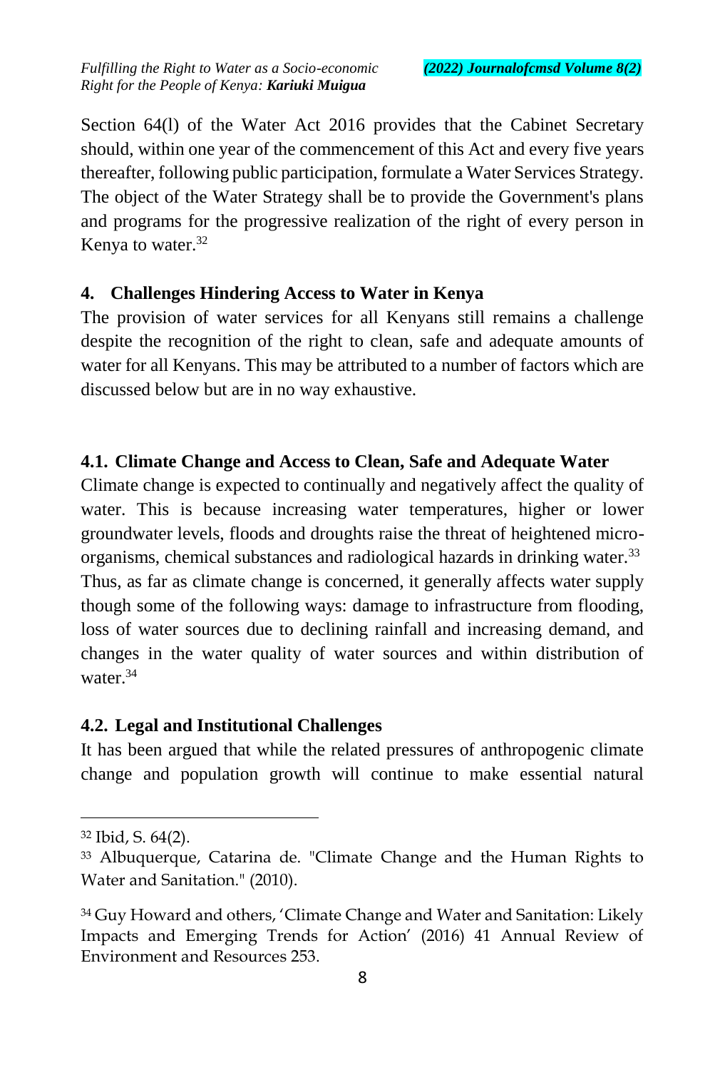Section 64(l) of the Water Act 2016 provides that the Cabinet Secretary should, within one year of the commencement of this Act and every five years thereafter, following public participation, formulate a Water Services Strategy. The object of the Water Strategy shall be to provide the Government's plans and programs for the progressive realization of the right of every person in Kenya to water.[32]

## 4. Challenges Hindering Access to Water in Kenya

The provision of water services for all Kenyans still remains a challenge despite the recognition of the right to clean, safe and adequate amounts of water for all Kenyans. This may be attributed to a number of factors which are discussed below but are in no way exhaustive.

### 4.1. Climate Change and Access to Clean, Safe and Adequate Water

Climate change is expected to continually and negatively affect the quality of water. This is because increasing water temperatures, higher or lower groundwater levels, floods and droughts raise the threat of heightened micro-organisms, chemical substances and radiological hazards in drinking water.[33] Thus, as far as climate change is concerned, it generally affects water supply though some of the following ways: damage to infrastructure from flooding, loss of water sources due to declining rainfall and increasing demand, and changes in the water quality of water sources and within distribution of water.[34]

### 4.2. Legal and Institutional Challenges

It has been argued that while the related pressures of anthropogenic climate change and population growth will continue to make essential natural

---

[32] Ibid, S. 64(2).

[33] Albuquerque, Catarina de. "Climate Change and the Human Rights to Water and Sanitation." (2010).

[34] Guy Howard and others, 'Climate Change and Water and Sanitation: Likely Impacts and Emerging Trends for Action' (2016) 41 Annual Review of Environment and Resources 253.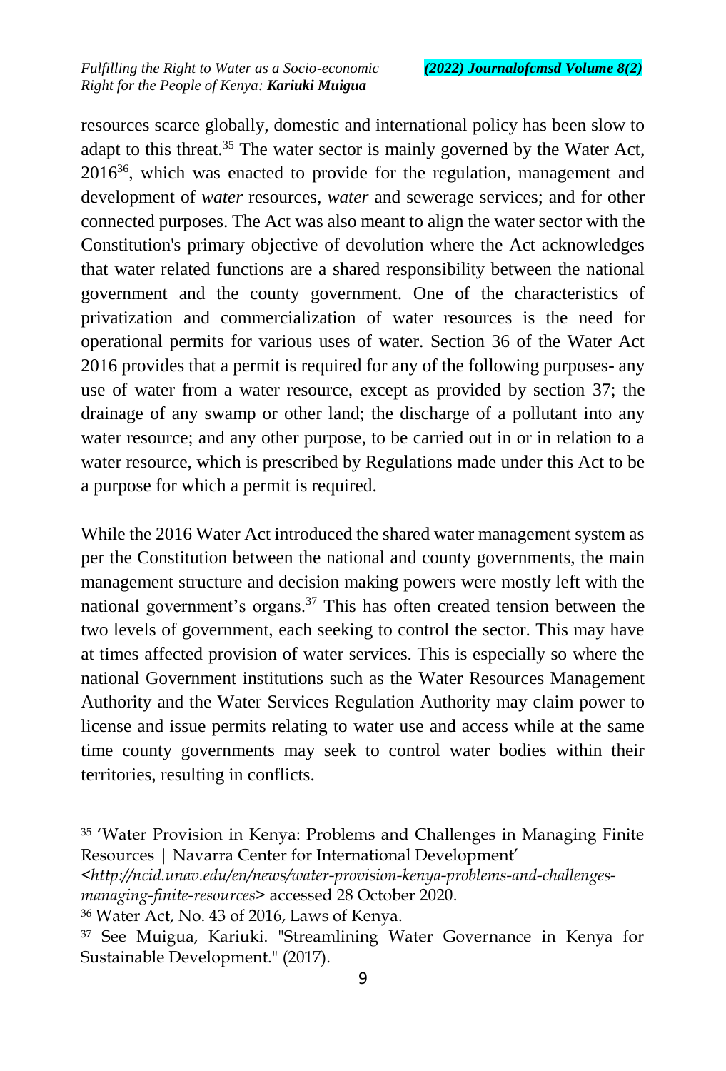resources scarce globally, domestic and international policy has been slow to adapt to this threat.[35] The water sector is mainly governed by the Water Act, 2016[36], which was enacted to provide for the regulation, management and development of *water* resources, *water* and sewerage services; and for other connected purposes. The Act was also meant to align the water sector with the Constitution's primary objective of devolution where the Act acknowledges that water related functions are a shared responsibility between the national government and the county government. One of the characteristics of privatization and commercialization of water resources is the need for operational permits for various uses of water. Section 36 of the Water Act 2016 provides that a permit is required for any of the following purposes- any use of water from a water resource, except as provided by section 37; the drainage of any swamp or other land; the discharge of a pollutant into any water resource; and any other purpose, to be carried out in or in relation to a water resource, which is prescribed by Regulations made under this Act to be a purpose for which a permit is required.

While the 2016 Water Act introduced the shared water management system as per the Constitution between the national and county governments, the main management structure and decision making powers were mostly left with the national government's organs.[37] This has often created tension between the two levels of government, each seeking to control the sector. This may have at times affected provision of water services. This is especially so where the national Government institutions such as the Water Resources Management Authority and the Water Services Regulation Authority may claim power to license and issue permits relating to water use and access while at the same time county governments may seek to control water bodies within their territories, resulting in conflicts.

---

[35] 'Water Provision in Kenya: Problems and Challenges in Managing Finite Resources | Navarra Center for International Development' <*http://ncid.unav.edu/en/news/water-provision-kenya-problems-and-challenges-managing-finite-resources*> accessed 28 October 2020.

[36] Water Act, No. 43 of 2016, Laws of Kenya.

[37] See Muigua, Kariuki. "Streamlining Water Governance in Kenya for Sustainable Development." (2017).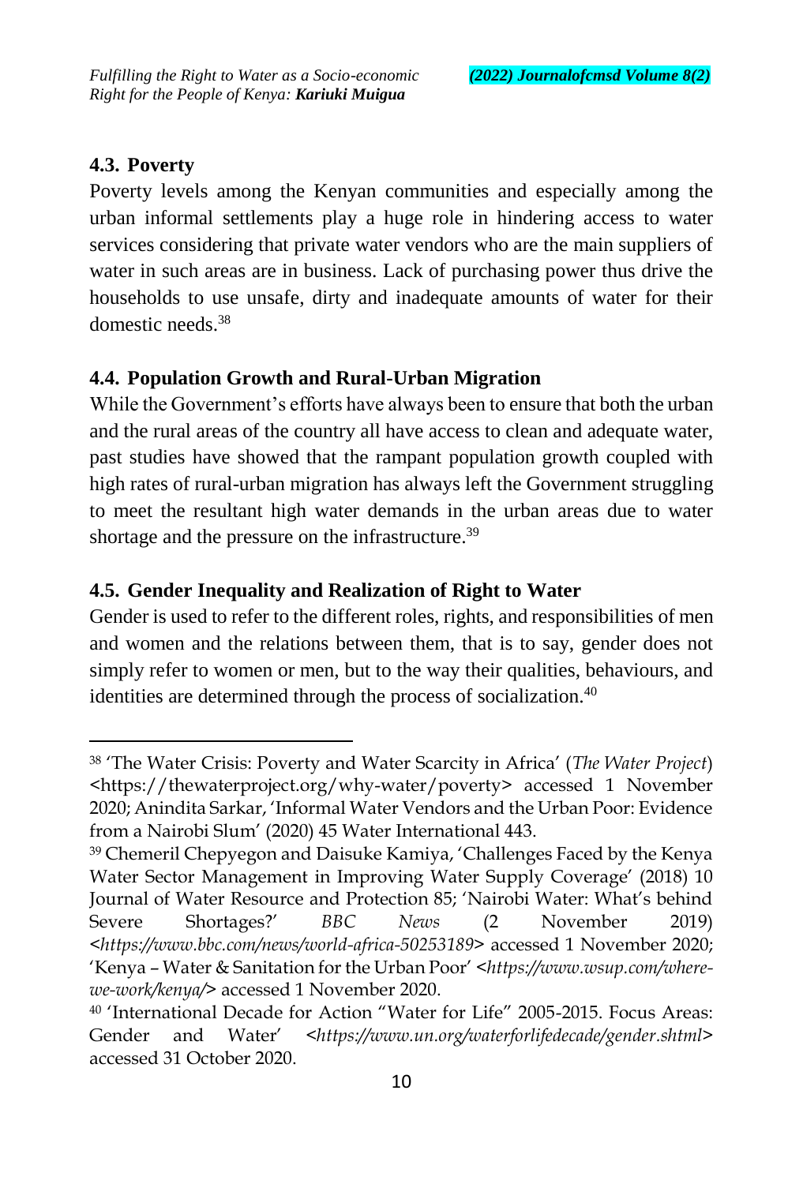### 4.3. Poverty

Poverty levels among the Kenyan communities and especially among the urban informal settlements play a huge role in hindering access to water services considering that private water vendors who are the main suppliers of water in such areas are in business. Lack of purchasing power thus drive the households to use unsafe, dirty and inadequate amounts of water for their domestic needs.[38]

### 4.4. Population Growth and Rural-Urban Migration

While the Government's efforts have always been to ensure that both the urban and the rural areas of the country all have access to clean and adequate water, past studies have showed that the rampant population growth coupled with high rates of rural-urban migration has always left the Government struggling to meet the resultant high water demands in the urban areas due to water shortage and the pressure on the infrastructure.[39]

### 4.5. Gender Inequality and Realization of Right to Water

Gender is used to refer to the different roles, rights, and responsibilities of men and women and the relations between them, that is to say, gender does not simply refer to women or men, but to the way their qualities, behaviours, and identities are determined through the process of socialization.[40]

---

[38] 'The Water Crisis: Poverty and Water Scarcity in Africa' (*The Water Project*) <https://thewaterproject.org/why-water/poverty> accessed 1 November 2020; Anindita Sarkar, 'Informal Water Vendors and the Urban Poor: Evidence from a Nairobi Slum' (2020) 45 Water International 443.

[39] Chemeril Chepyegon and Daisuke Kamiya, 'Challenges Faced by the Kenya Water Sector Management in Improving Water Supply Coverage' (2018) 10 Journal of Water Resource and Protection 85; 'Nairobi Water: What's behind Severe Shortages?' *BBC News* (2 November 2019) <*https://www.bbc.com/news/world-africa-50253189*> accessed 1 November 2020; 'Kenya – Water & Sanitation for the Urban Poor' <*https://www.wsup.com/where-we-work/kenya/*> accessed 1 November 2020.

[40] 'International Decade for Action "Water for Life" 2005-2015. Focus Areas: Gender and Water' <*https://www.un.org/waterforlifedecade/gender.shtml*> accessed 31 October 2020.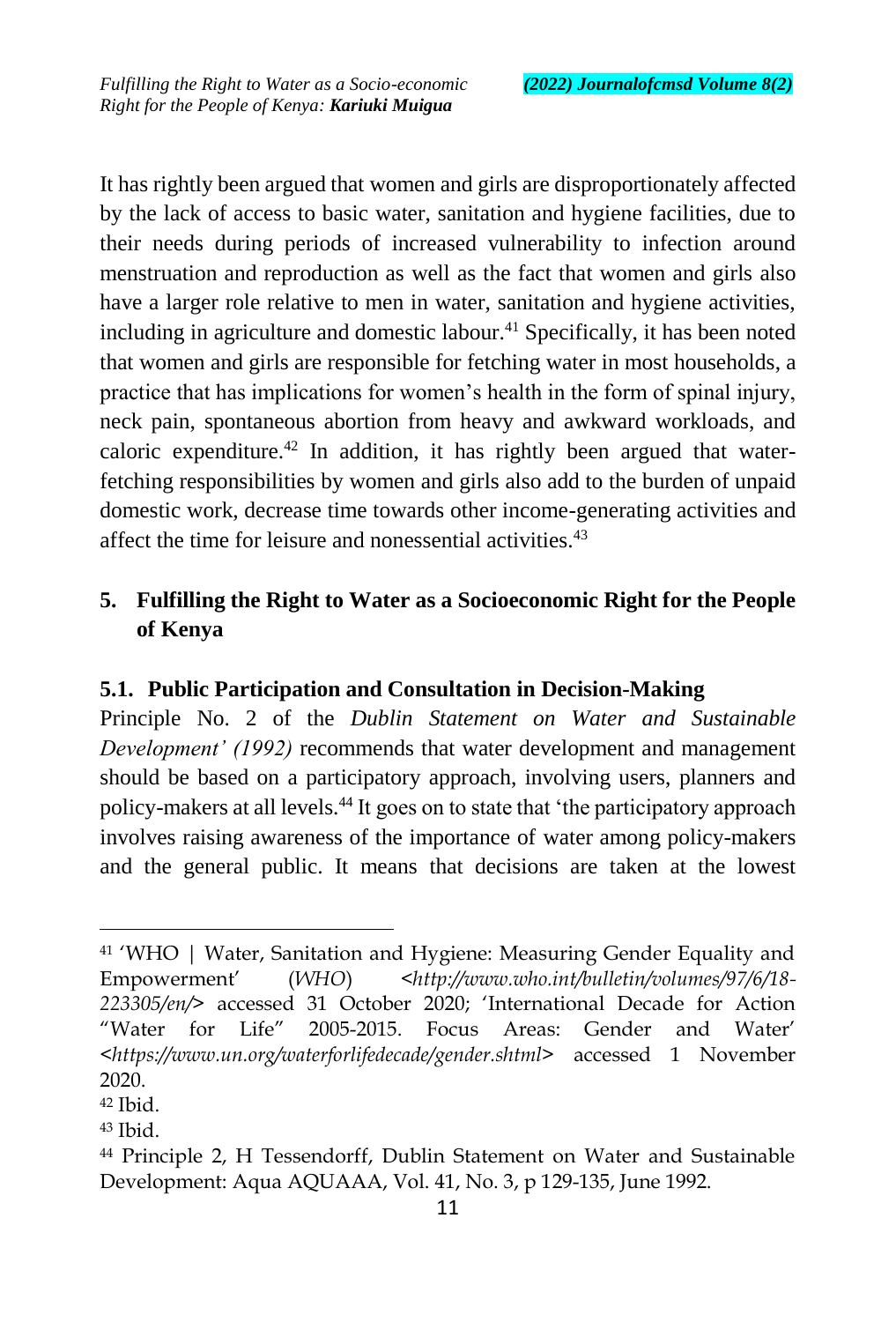It has rightly been argued that women and girls are disproportionately affected by the lack of access to basic water, sanitation and hygiene facilities, due to their needs during periods of increased vulnerability to infection around menstruation and reproduction as well as the fact that women and girls also have a larger role relative to men in water, sanitation and hygiene activities, including in agriculture and domestic labour.[41] Specifically, it has been noted that women and girls are responsible for fetching water in most households, a practice that has implications for women's health in the form of spinal injury, neck pain, spontaneous abortion from heavy and awkward workloads, and caloric expenditure.[42] In addition, it has rightly been argued that water-fetching responsibilities by women and girls also add to the burden of unpaid domestic work, decrease time towards other income-generating activities and affect the time for leisure and nonessential activities.[43]

## 5. Fulfilling the Right to Water as a Socioeconomic Right for the People of Kenya

### 5.1. Public Participation and Consultation in Decision-Making

Principle No. 2 of the *Dublin Statement on Water and Sustainable Development' (1992)* recommends that water development and management should be based on a participatory approach, involving users, planners and policy-makers at all levels.[44] It goes on to state that 'the participatory approach involves raising awareness of the importance of water among policy-makers and the general public. It means that decisions are taken at the lowest

---

[41] 'WHO | Water, Sanitation and Hygiene: Measuring Gender Equality and Empowerment' (*WHO*) <*http://www.who.int/bulletin/volumes/97/6/18-223305/en/*> accessed 31 October 2020; 'International Decade for Action "Water for Life" 2005-2015. Focus Areas: Gender and Water' <*https://www.un.org/waterforlifedecade/gender.shtml*> accessed 1 November 2020.

[42] Ibid.

[43] Ibid.

[44] Principle 2, H Tessendorff, Dublin Statement on Water and Sustainable Development: Aqua AQUAAA, Vol. 41, No. 3, p 129-135, June 1992.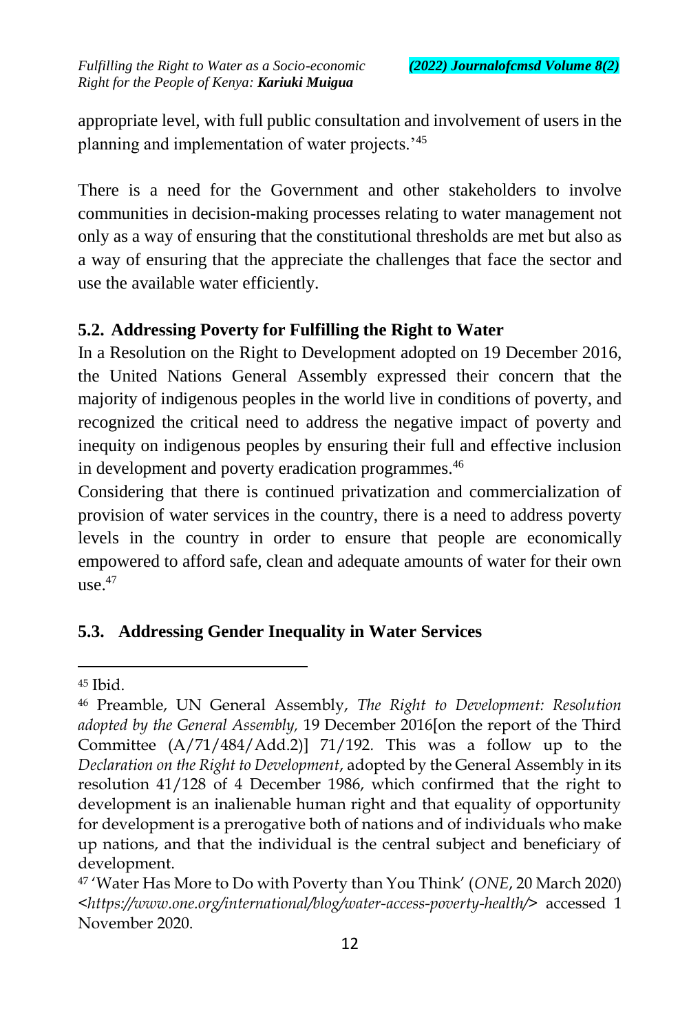appropriate level, with full public consultation and involvement of users in the planning and implementation of water projects.'[45]

There is a need for the Government and other stakeholders to involve communities in decision-making processes relating to water management not only as a way of ensuring that the constitutional thresholds are met but also as a way of ensuring that the appreciate the challenges that face the sector and use the available water efficiently.

### 5.2. Addressing Poverty for Fulfilling the Right to Water

In a Resolution on the Right to Development adopted on 19 December 2016, the United Nations General Assembly expressed their concern that the majority of indigenous peoples in the world live in conditions of poverty, and recognized the critical need to address the negative impact of poverty and inequity on indigenous peoples by ensuring their full and effective inclusion in development and poverty eradication programmes.[46]

Considering that there is continued privatization and commercialization of provision of water services in the country, there is a need to address poverty levels in the country in order to ensure that people are economically empowered to afford safe, clean and adequate amounts of water for their own use.[47]

### 5.3. Addressing Gender Inequality in Water Services

---

[45] Ibid.

[46] Preamble, UN General Assembly, *The Right to Development: Resolution adopted by the General Assembly,* 19 December 2016[on the report of the Third Committee (A/71/484/Add.2)] 71/192. This was a follow up to the *Declaration on the Right to Development*, adopted by the General Assembly in its resolution 41/128 of 4 December 1986, which confirmed that the right to development is an inalienable human right and that equality of opportunity for development is a prerogative both of nations and of individuals who make up nations, and that the individual is the central subject and beneficiary of development.

[47] 'Water Has More to Do with Poverty than You Think' (*ONE*, 20 March 2020) <*https://www.one.org/international/blog/water-access-poverty-health/*> accessed 1 November 2020.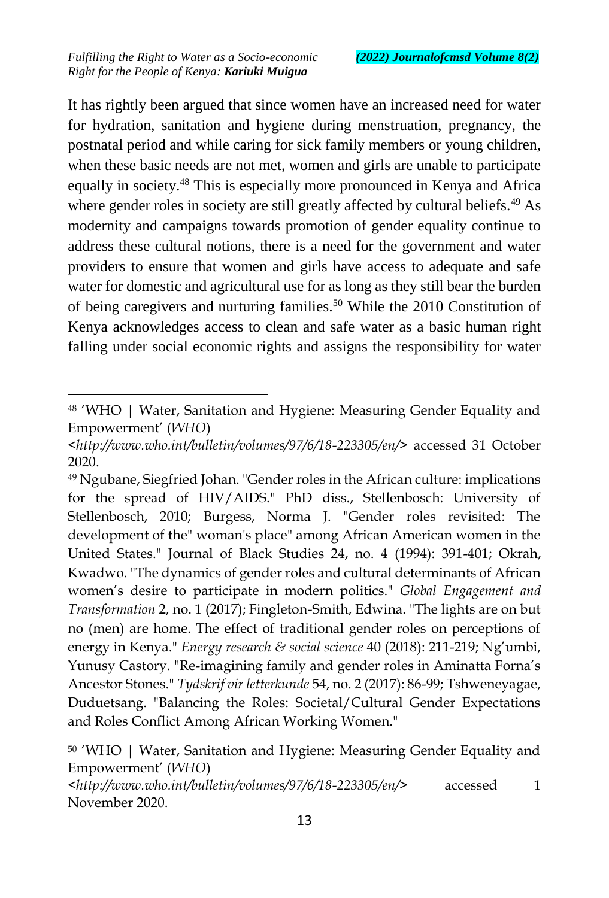It has rightly been argued that since women have an increased need for water for hydration, sanitation and hygiene during menstruation, pregnancy, the postnatal period and while caring for sick family members or young children, when these basic needs are not met, women and girls are unable to participate equally in society.[48] This is especially more pronounced in Kenya and Africa where gender roles in society are still greatly affected by cultural beliefs.[49] As modernity and campaigns towards promotion of gender equality continue to address these cultural notions, there is a need for the government and water providers to ensure that women and girls have access to adequate and safe water for domestic and agricultural use for as long as they still bear the burden of being caregivers and nurturing families.[50] While the 2010 Constitution of Kenya acknowledges access to clean and safe water as a basic human right falling under social economic rights and assigns the responsibility for water

---

[48] 'WHO | Water, Sanitation and Hygiene: Measuring Gender Equality and Empowerment' (*WHO*) <*http://www.who.int/bulletin/volumes/97/6/18-223305/en/*> accessed 31 October 2020.

[49] Ngubane, Siegfried Johan. "Gender roles in the African culture: implications for the spread of HIV/AIDS." PhD diss., Stellenbosch: University of Stellenbosch, 2010; Burgess, Norma J. "Gender roles revisited: The development of the" woman's place" among African American women in the United States." Journal of Black Studies 24, no. 4 (1994): 391-401; Okrah, Kwadwo. "The dynamics of gender roles and cultural determinants of African women's desire to participate in modern politics." *Global Engagement and Transformation* 2, no. 1 (2017); Fingleton-Smith, Edwina. "The lights are on but no (men) are home. The effect of traditional gender roles on perceptions of energy in Kenya." *Energy research & social science* 40 (2018): 211-219; Ng'umbi, Yunusy Castory. "Re-imagining family and gender roles in Aminatta Forna's Ancestor Stones." *Tydskrif vir letterkunde* 54, no. 2 (2017): 86-99; Tshweneyagae, Duduetsang. "Balancing the Roles: Societal/Cultural Gender Expectations and Roles Conflict Among African Working Women."

[50] 'WHO | Water, Sanitation and Hygiene: Measuring Gender Equality and Empowerment' (*WHO*) <*http://www.who.int/bulletin/volumes/97/6/18-223305/en/*> accessed 1 November 2020.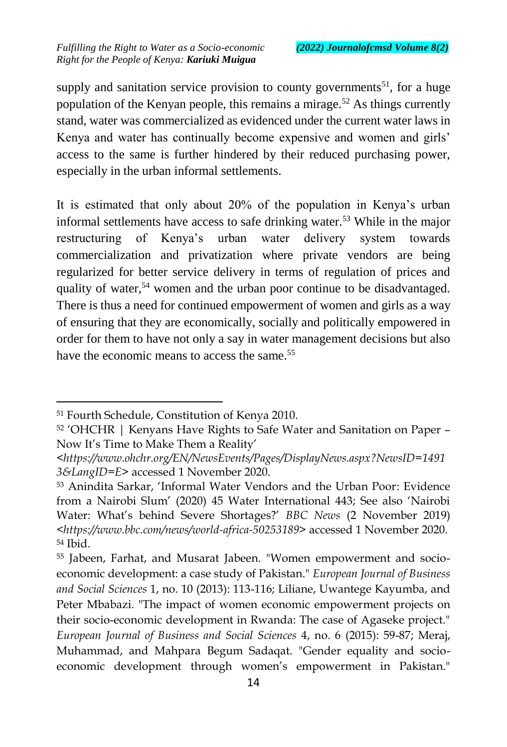supply and sanitation service provision to county governments[51], for a huge population of the Kenyan people, this remains a mirage.[52] As things currently stand, water was commercialized as evidenced under the current water laws in Kenya and water has continually become expensive and women and girls' access to the same is further hindered by their reduced purchasing power, especially in the urban informal settlements.

It is estimated that only about 20% of the population in Kenya's urban informal settlements have access to safe drinking water.[53] While in the major restructuring of Kenya's urban water delivery system towards commercialization and privatization where private vendors are being regularized for better service delivery in terms of regulation of prices and quality of water,[54] women and the urban poor continue to be disadvantaged. There is thus a need for continued empowerment of women and girls as a way of ensuring that they are economically, socially and politically empowered in order for them to have not only a say in water management decisions but also have the economic means to access the same.[55]

---

[51] Fourth Schedule, Constitution of Kenya 2010.

[52] 'OHCHR | Kenyans Have Rights to Safe Water and Sanitation on Paper – Now It's Time to Make Them a Reality' <*https://www.ohchr.org/EN/NewsEvents/Pages/DisplayNews.aspx?NewsID=14913&LangID=E*> accessed 1 November 2020.

[53] Anindita Sarkar, 'Informal Water Vendors and the Urban Poor: Evidence from a Nairobi Slum' (2020) 45 Water International 443; See also 'Nairobi Water: What's behind Severe Shortages?' *BBC News* (2 November 2019) <*https://www.bbc.com/news/world-africa-50253189*> accessed 1 November 2020.

[54] Ibid.

[55] Jabeen, Farhat, and Musarat Jabeen. "Women empowerment and socio-economic development: a case study of Pakistan." *European Journal of Business and Social Sciences* 1, no. 10 (2013): 113-116; Liliane, Uwantege Kayumba, and Peter Mbabazi. "The impact of women economic empowerment projects on their socio-economic development in Rwanda: The case of Agaseke project." *European Journal of Business and Social Sciences* 4, no. 6 (2015): 59-87; Meraj, Muhammad, and Mahpara Begum Sadaqat. "Gender equality and socio-economic development through women's empowerment in Pakistan."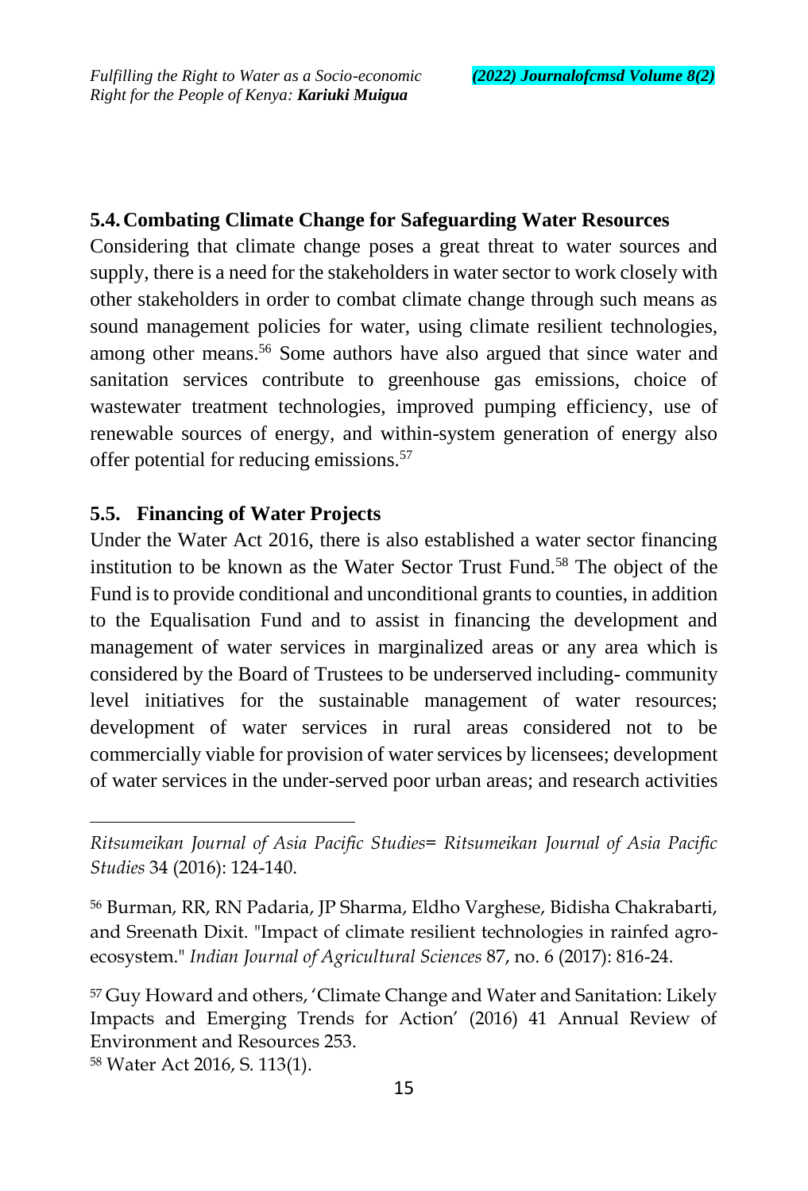## 5.4. Combating Climate Change for Safeguarding Water Resources

Considering that climate change poses a great threat to water sources and supply, there is a need for the stakeholders in water sector to work closely with other stakeholders in order to combat climate change through such means as sound management policies for water, using climate resilient technologies, among other means.[56] Some authors have also argued that since water and sanitation services contribute to greenhouse gas emissions, choice of wastewater treatment technologies, improved pumping efficiency, use of renewable sources of energy, and within-system generation of energy also offer potential for reducing emissions.[57]

## 5.5. Financing of Water Projects

Under the Water Act 2016, there is also established a water sector financing institution to be known as the Water Sector Trust Fund.[58] The object of the Fund is to provide conditional and unconditional grants to counties, in addition to the Equalisation Fund and to assist in financing the development and management of water services in marginalized areas or any area which is considered by the Board of Trustees to be underserved including- community level initiatives for the sustainable management of water resources; development of water services in rural areas considered not to be commercially viable for provision of water services by licensees; development of water services in the under-served poor urban areas; and research activities

---

*Ritsumeikan Journal of Asia Pacific Studies*= *Ritsumeikan Journal of Asia Pacific Studies* 34 (2016): 124-140.

[56] Burman, RR, RN Padaria, JP Sharma, Eldho Varghese, Bidisha Chakrabarti, and Sreenath Dixit. "Impact of climate resilient technologies in rainfed agro-ecosystem." *Indian Journal of Agricultural Sciences* 87, no. 6 (2017): 816-24.

[57] Guy Howard and others, 'Climate Change and Water and Sanitation: Likely Impacts and Emerging Trends for Action' (2016) 41 Annual Review of Environment and Resources 253.

[58] Water Act 2016, S. 113(1).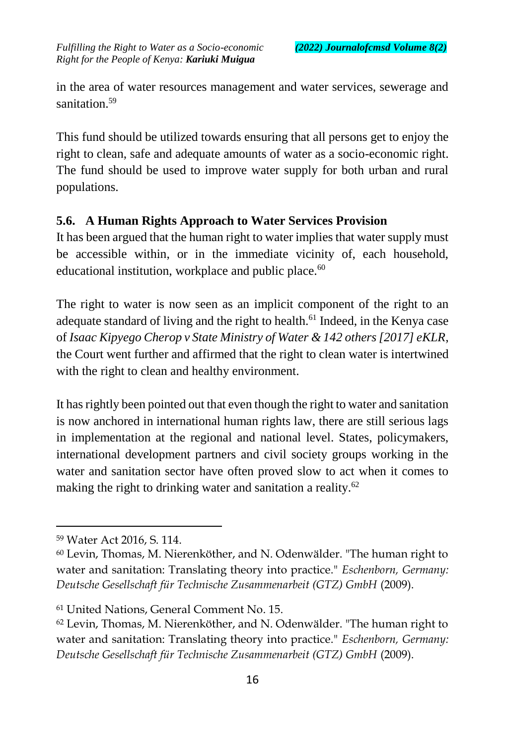in the area of water resources management and water services, sewerage and sanitation.[59]

This fund should be utilized towards ensuring that all persons get to enjoy the right to clean, safe and adequate amounts of water as a socio-economic right. The fund should be used to improve water supply for both urban and rural populations.

### 5.6. A Human Rights Approach to Water Services Provision

It has been argued that the human right to water implies that water supply must be accessible within, or in the immediate vicinity of, each household, educational institution, workplace and public place.[60]

The right to water is now seen as an implicit component of the right to an adequate standard of living and the right to health.[61] Indeed, in the Kenya case of *Isaac Kipyego Cherop v State Ministry of Water & 142 others [2017] eKLR*, the Court went further and affirmed that the right to clean water is intertwined with the right to clean and healthy environment.

It has rightly been pointed out that even though the right to water and sanitation is now anchored in international human rights law, there are still serious lags in implementation at the regional and national level. States, policymakers, international development partners and civil society groups working in the water and sanitation sector have often proved slow to act when it comes to making the right to drinking water and sanitation a reality.[62]

---

[59] Water Act 2016, S. 114.

[60] Levin, Thomas, M. Nierenköther, and N. Odenwälder. "The human right to water and sanitation: Translating theory into practice." *Eschenborn, Germany: Deutsche Gesellschaft für Technische Zusammenarbeit (GTZ) GmbH* (2009).

[61] United Nations, General Comment No. 15.

[62] Levin, Thomas, M. Nierenköther, and N. Odenwälder. "The human right to water and sanitation: Translating theory into practice." *Eschenborn, Germany: Deutsche Gesellschaft für Technische Zusammenarbeit (GTZ) GmbH* (2009).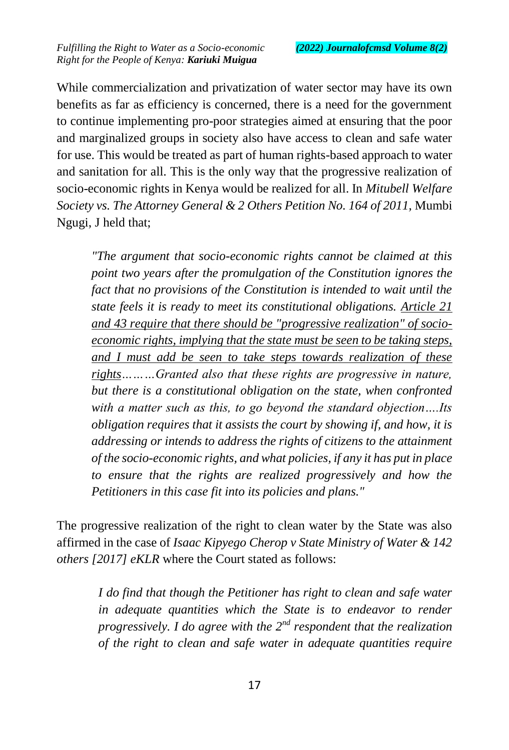While commercialization and privatization of water sector may have its own benefits as far as efficiency is concerned, there is a need for the government to continue implementing pro-poor strategies aimed at ensuring that the poor and marginalized groups in society also have access to clean and safe water for use. This would be treated as part of human rights-based approach to water and sanitation for all. This is the only way that the progressive realization of socio-economic rights in Kenya would be realized for all. In *Mitubell Welfare Society vs. The Attorney General & 2 Others Petition No. 164 of 2011,* Mumbi Ngugi, J held that;

> *"The argument that socio-economic rights cannot be claimed at this point two years after the promulgation of the Constitution ignores the fact that no provisions of the Constitution is intended to wait until the state feels it is ready to meet its constitutional obligations. <u>Article 21 and 43 require that there should be "progressive realization" of socio-economic rights, implying that the state must be seen to be taking steps, and I must add be seen to take steps towards realization of these rights</u>………Granted also that these rights are progressive in nature, but there is a constitutional obligation on the state, when confronted with a matter such as this, to go beyond the standard objection….Its obligation requires that it assists the court by showing if, and how, it is addressing or intends to address the rights of citizens to the attainment of the socio-economic rights, and what policies, if any it has put in place to ensure that the rights are realized progressively and how the Petitioners in this case fit into its policies and plans."*

The progressive realization of the right to clean water by the State was also affirmed in the case of *Isaac Kipyego Cherop v State Ministry of Water & 142 others [2017] eKLR* where the Court stated as follows:

> *I do find that though the Petitioner has right to clean and safe water in adequate quantities which the State is to endeavor to render progressively. I do agree with the 2nd respondent that the realization of the right to clean and safe water in adequate quantities require*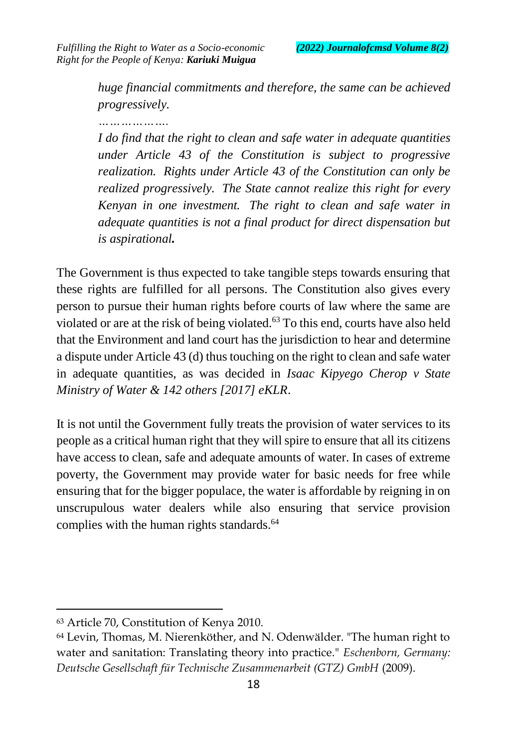> *huge financial commitments and therefore, the same can be achieved progressively.*
>
> *……………….*
>
> *I do find that the right to clean and safe water in adequate quantities under Article 43 of the Constitution is subject to progressive realization. Rights under Article 43 of the Constitution can only be realized progressively. The State cannot realize this right for every Kenyan in one investment. The right to clean and safe water in adequate quantities is not a final product for direct dispensation but is aspirational.*

The Government is thus expected to take tangible steps towards ensuring that these rights are fulfilled for all persons. The Constitution also gives every person to pursue their human rights before courts of law where the same are violated or are at the risk of being violated.[63] To this end, courts have also held that the Environment and land court has the jurisdiction to hear and determine a dispute under Article 43 (d) thus touching on the right to clean and safe water in adequate quantities, as was decided in *Isaac Kipyego Cherop v State Ministry of Water & 142 others [2017] eKLR*.

It is not until the Government fully treats the provision of water services to its people as a critical human right that they will spire to ensure that all its citizens have access to clean, safe and adequate amounts of water. In cases of extreme poverty, the Government may provide water for basic needs for free while ensuring that for the bigger populace, the water is affordable by reigning in on unscrupulous water dealers while also ensuring that service provision complies with the human rights standards.[64]

---

[63] Article 70, Constitution of Kenya 2010.

[64] Levin, Thomas, M. Nierenköther, and N. Odenwälder. "The human right to water and sanitation: Translating theory into practice." *Eschenborn, Germany: Deutsche Gesellschaft für Technische Zusammenarbeit (GTZ) GmbH* (2009).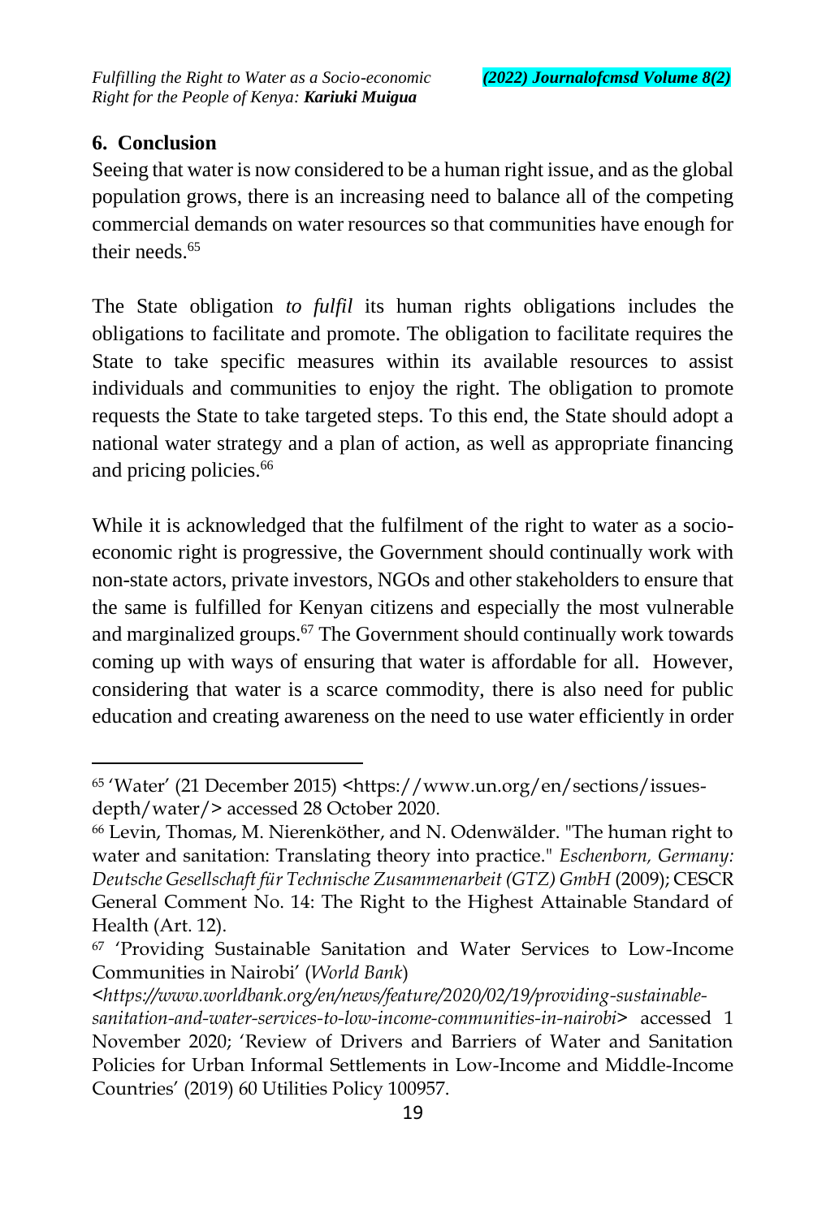## 6. Conclusion

Seeing that water is now considered to be a human right issue, and as the global population grows, there is an increasing need to balance all of the competing commercial demands on water resources so that communities have enough for their needs.[65]

The State obligation *to fulfil* its human rights obligations includes the obligations to facilitate and promote. The obligation to facilitate requires the State to take specific measures within its available resources to assist individuals and communities to enjoy the right. The obligation to promote requests the State to take targeted steps. To this end, the State should adopt a national water strategy and a plan of action, as well as appropriate financing and pricing policies.[66]

While it is acknowledged that the fulfilment of the right to water as a socio-economic right is progressive, the Government should continually work with non-state actors, private investors, NGOs and other stakeholders to ensure that the same is fulfilled for Kenyan citizens and especially the most vulnerable and marginalized groups.[67] The Government should continually work towards coming up with ways of ensuring that water is affordable for all. However, considering that water is a scarce commodity, there is also need for public education and creating awareness on the need to use water efficiently in order

---

[65] 'Water' (21 December 2015) <https://www.un.org/en/sections/issues-depth/water/> accessed 28 October 2020.

[66] Levin, Thomas, M. Nierenköther, and N. Odenwälder. "The human right to water and sanitation: Translating theory into practice." *Eschenborn, Germany: Deutsche Gesellschaft für Technische Zusammenarbeit (GTZ) GmbH* (2009); CESCR General Comment No. 14: The Right to the Highest Attainable Standard of Health (Art. 12).

[67] 'Providing Sustainable Sanitation and Water Services to Low-Income Communities in Nairobi' (*World Bank*) <*https://www.worldbank.org/en/news/feature/2020/02/19/providing-sustainable-sanitation-and-water-services-to-low-income-communities-in-nairobi*> accessed 1 November 2020; 'Review of Drivers and Barriers of Water and Sanitation Policies for Urban Informal Settlements in Low-Income and Middle-Income Countries' (2019) 60 Utilities Policy 100957.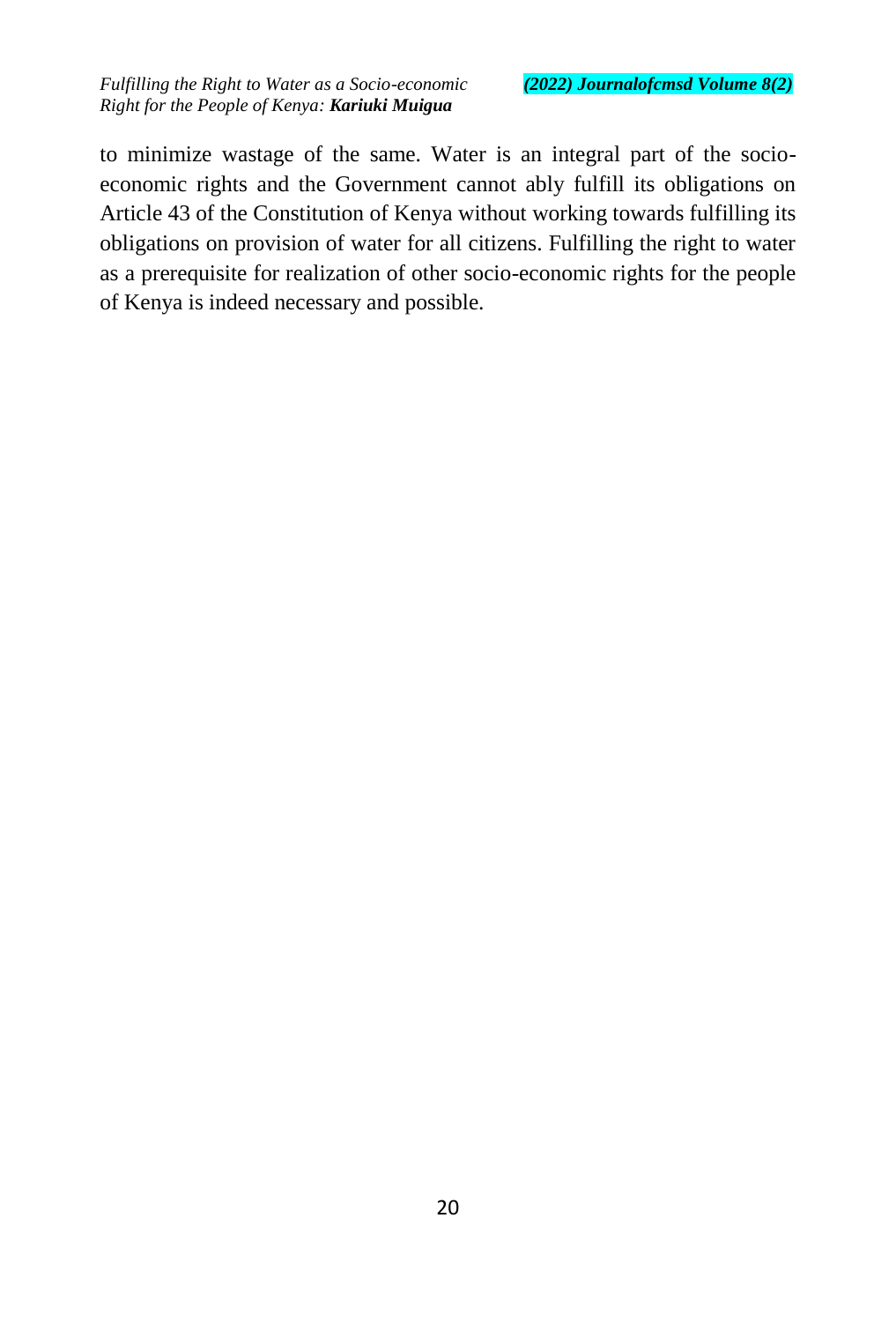to minimize wastage of the same. Water is an integral part of the socio-economic rights and the Government cannot ably fulfill its obligations on Article 43 of the Constitution of Kenya without working towards fulfilling its obligations on provision of water for all citizens. Fulfilling the right to water as a prerequisite for realization of other socio-economic rights for the people of Kenya is indeed necessary and possible.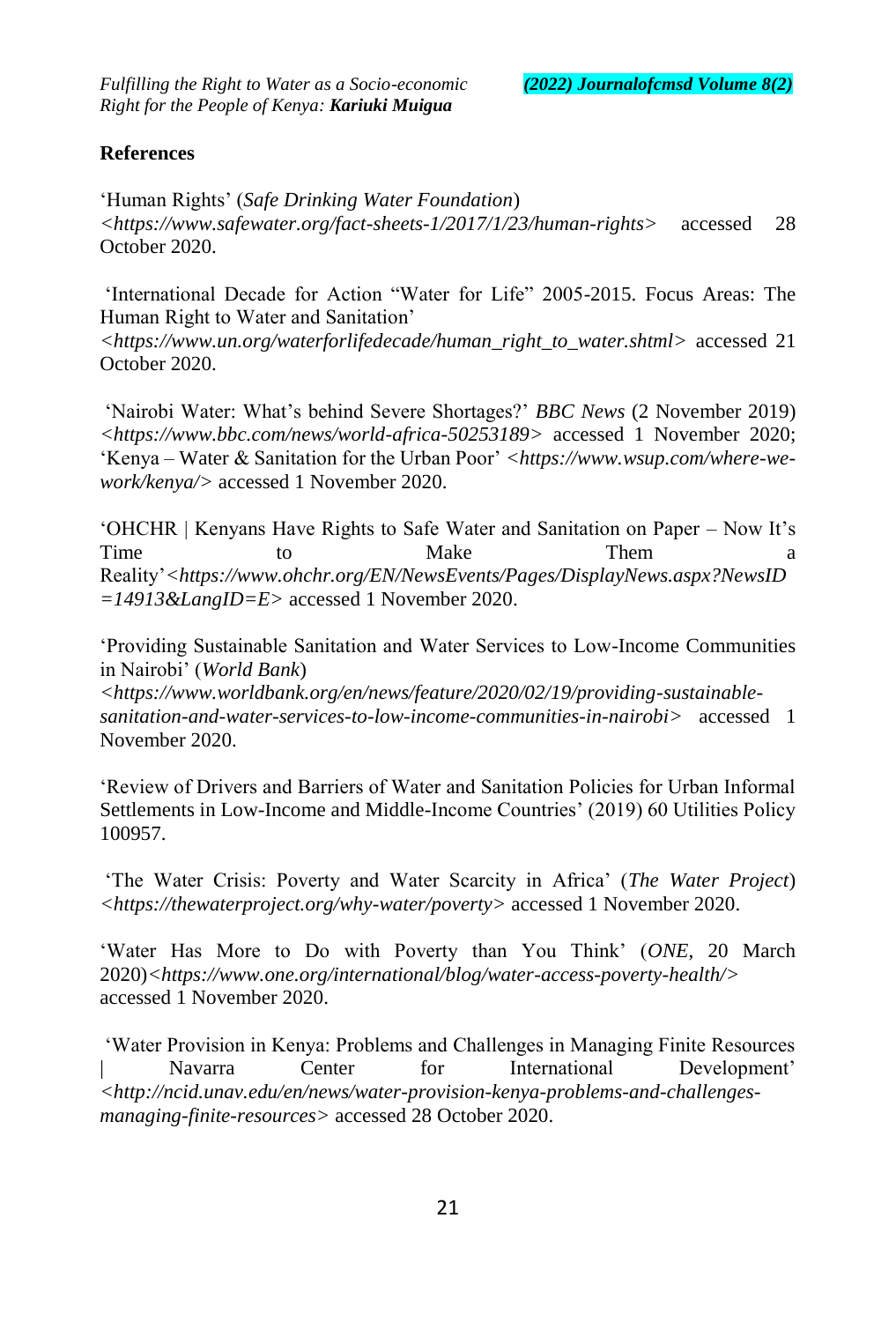## References

'Human Rights' (*Safe Drinking Water Foundation*) *<https://www.safewater.org/fact-sheets-1/2017/1/23/human-rights>* accessed 28 October 2020.

'International Decade for Action "Water for Life" 2005-2015. Focus Areas: The Human Right to Water and Sanitation' *<https://www.un.org/waterforlifedecade/human_right_to_water.shtml>* accessed 21 October 2020.

'Nairobi Water: What's behind Severe Shortages?' *BBC News* (2 November 2019) *<https://www.bbc.com/news/world-africa-50253189>* accessed 1 November 2020; 'Kenya – Water & Sanitation for the Urban Poor' *<https://www.wsup.com/where-we-work/kenya/>* accessed 1 November 2020.

'OHCHR | Kenyans Have Rights to Safe Water and Sanitation on Paper – Now It's Time to Make Them a Reality'*<https://www.ohchr.org/EN/NewsEvents/Pages/DisplayNews.aspx?NewsID=14913&LangID=E>* accessed 1 November 2020.

'Providing Sustainable Sanitation and Water Services to Low-Income Communities in Nairobi' (*World Bank*) *<https://www.worldbank.org/en/news/feature/2020/02/19/providing-sustainable-sanitation-and-water-services-to-low-income-communities-in-nairobi>* accessed 1 November 2020.

'Review of Drivers and Barriers of Water and Sanitation Policies for Urban Informal Settlements in Low-Income and Middle-Income Countries' (2019) 60 Utilities Policy 100957.

'The Water Crisis: Poverty and Water Scarcity in Africa' (*The Water Project*) *<https://thewaterproject.org/why-water/poverty>* accessed 1 November 2020.

'Water Has More to Do with Poverty than You Think' (*ONE*, 20 March 2020)*<https://www.one.org/international/blog/water-access-poverty-health/>* accessed 1 November 2020.

'Water Provision in Kenya: Problems and Challenges in Managing Finite Resources | Navarra Center for International Development' *<http://ncid.unav.edu/en/news/water-provision-kenya-problems-and-challenges-managing-finite-resources>* accessed 28 October 2020.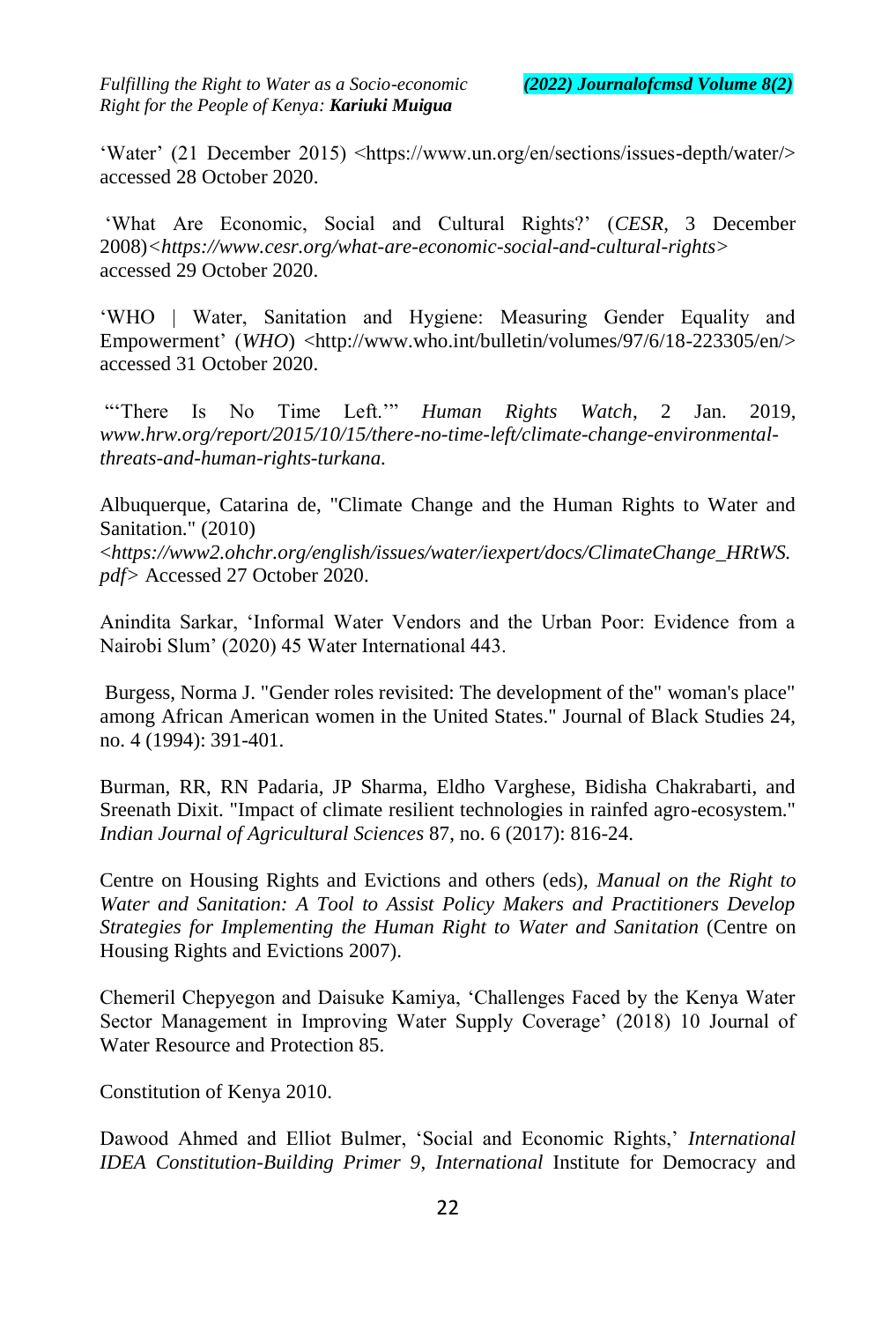'Water' (21 December 2015) <https://www.un.org/en/sections/issues-depth/water/> accessed 28 October 2020.

'What Are Economic, Social and Cultural Rights?' (*CESR*, 3 December 2008)*<https://www.cesr.org/what-are-economic-social-and-cultural-rights>* accessed 29 October 2020.

'WHO | Water, Sanitation and Hygiene: Measuring Gender Equality and Empowerment' (*WHO*) <http://www.who.int/bulletin/volumes/97/6/18-223305/en/> accessed 31 October 2020.

"'There Is No Time Left.'" *Human Rights Watch*, 2 Jan. 2019, *www.hrw.org/report/2015/10/15/there-no-time-left/climate-change-environmental-threats-and-human-rights-turkana.*

Albuquerque, Catarina de, "Climate Change and the Human Rights to Water and Sanitation." (2010) <*https://www2.ohchr.org/english/issues/water/iexpert/docs/ClimateChange_HRtWS.pdf*> Accessed 27 October 2020.

Anindita Sarkar, 'Informal Water Vendors and the Urban Poor: Evidence from a Nairobi Slum' (2020) 45 Water International 443.

Burgess, Norma J. "Gender roles revisited: The development of the" woman's place" among African American women in the United States." Journal of Black Studies 24, no. 4 (1994): 391-401.

Burman, RR, RN Padaria, JP Sharma, Eldho Varghese, Bidisha Chakrabarti, and Sreenath Dixit. "Impact of climate resilient technologies in rainfed agro-ecosystem." *Indian Journal of Agricultural Sciences* 87, no. 6 (2017): 816-24.

Centre on Housing Rights and Evictions and others (eds), *Manual on the Right to Water and Sanitation: A Tool to Assist Policy Makers and Practitioners Develop Strategies for Implementing the Human Right to Water and Sanitation* (Centre on Housing Rights and Evictions 2007).

Chemeril Chepyegon and Daisuke Kamiya, 'Challenges Faced by the Kenya Water Sector Management in Improving Water Supply Coverage' (2018) 10 Journal of Water Resource and Protection 85.

Constitution of Kenya 2010.

Dawood Ahmed and Elliot Bulmer, 'Social and Economic Rights,' *International IDEA Constitution-Building Primer 9*, *International* Institute for Democracy and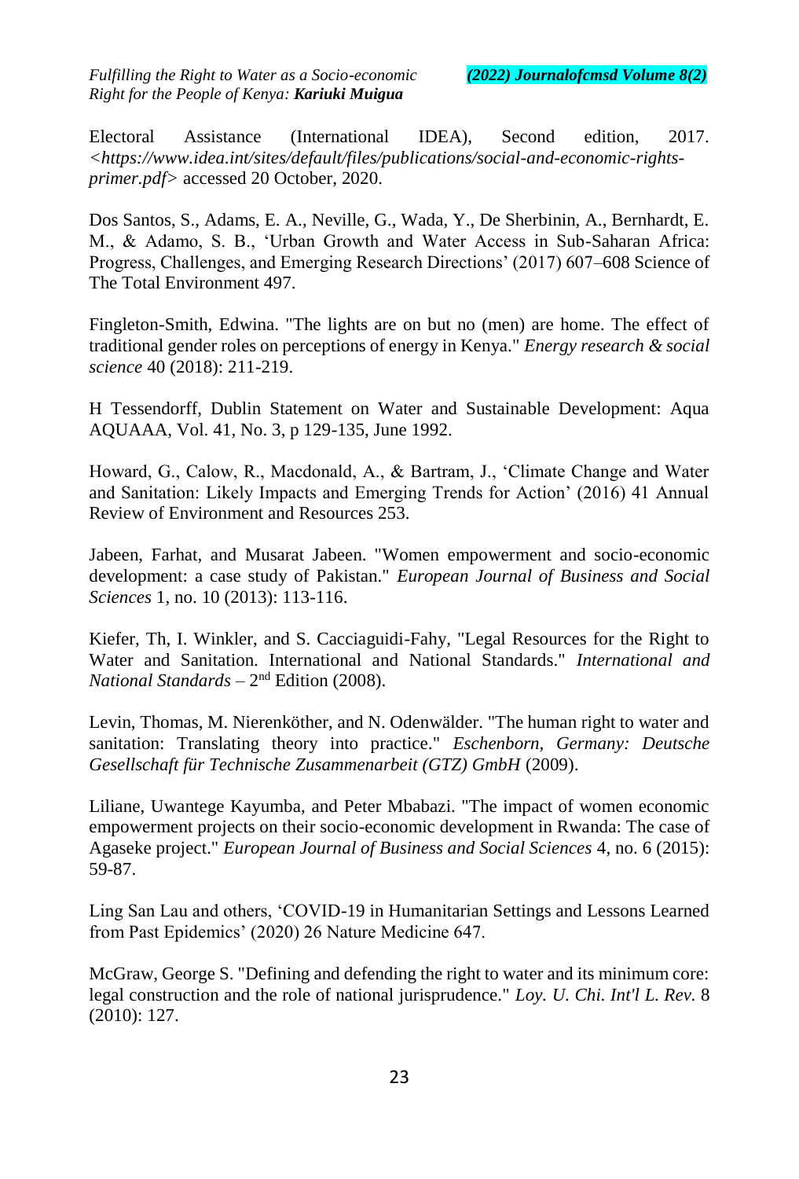Electoral Assistance (International IDEA), Second edition, 2017. *<https://www.idea.int/sites/default/files/publications/social-and-economic-rights-primer.pdf>* accessed 20 October, 2020.

Dos Santos, S., Adams, E. A., Neville, G., Wada, Y., De Sherbinin, A., Bernhardt, E. M., & Adamo, S. B., 'Urban Growth and Water Access in Sub-Saharan Africa: Progress, Challenges, and Emerging Research Directions' (2017) 607–608 Science of The Total Environment 497.

Fingleton-Smith, Edwina. "The lights are on but no (men) are home. The effect of traditional gender roles on perceptions of energy in Kenya." *Energy research & social science* 40 (2018): 211-219.

H Tessendorff, Dublin Statement on Water and Sustainable Development: Aqua AQUAAA, Vol. 41, No. 3, p 129-135, June 1992.

Howard, G., Calow, R., Macdonald, A., & Bartram, J., 'Climate Change and Water and Sanitation: Likely Impacts and Emerging Trends for Action' (2016) 41 Annual Review of Environment and Resources 253.

Jabeen, Farhat, and Musarat Jabeen. "Women empowerment and socio-economic development: a case study of Pakistan." *European Journal of Business and Social Sciences* 1, no. 10 (2013): 113-116.

Kiefer, Th, I. Winkler, and S. Cacciaguidi-Fahy, "Legal Resources for the Right to Water and Sanitation. International and National Standards." *International and National Standards* – 2nd Edition (2008).

Levin, Thomas, M. Nierenköther, and N. Odenwälder. "The human right to water and sanitation: Translating theory into practice." *Eschenborn, Germany: Deutsche Gesellschaft für Technische Zusammenarbeit (GTZ) GmbH* (2009).

Liliane, Uwantege Kayumba, and Peter Mbabazi. "The impact of women economic empowerment projects on their socio-economic development in Rwanda: The case of Agaseke project." *European Journal of Business and Social Sciences* 4, no. 6 (2015): 59-87.

Ling San Lau and others, 'COVID-19 in Humanitarian Settings and Lessons Learned from Past Epidemics' (2020) 26 Nature Medicine 647.

McGraw, George S. "Defining and defending the right to water and its minimum core: legal construction and the role of national jurisprudence." *Loy. U. Chi. Int'l L. Rev.* 8 (2010): 127.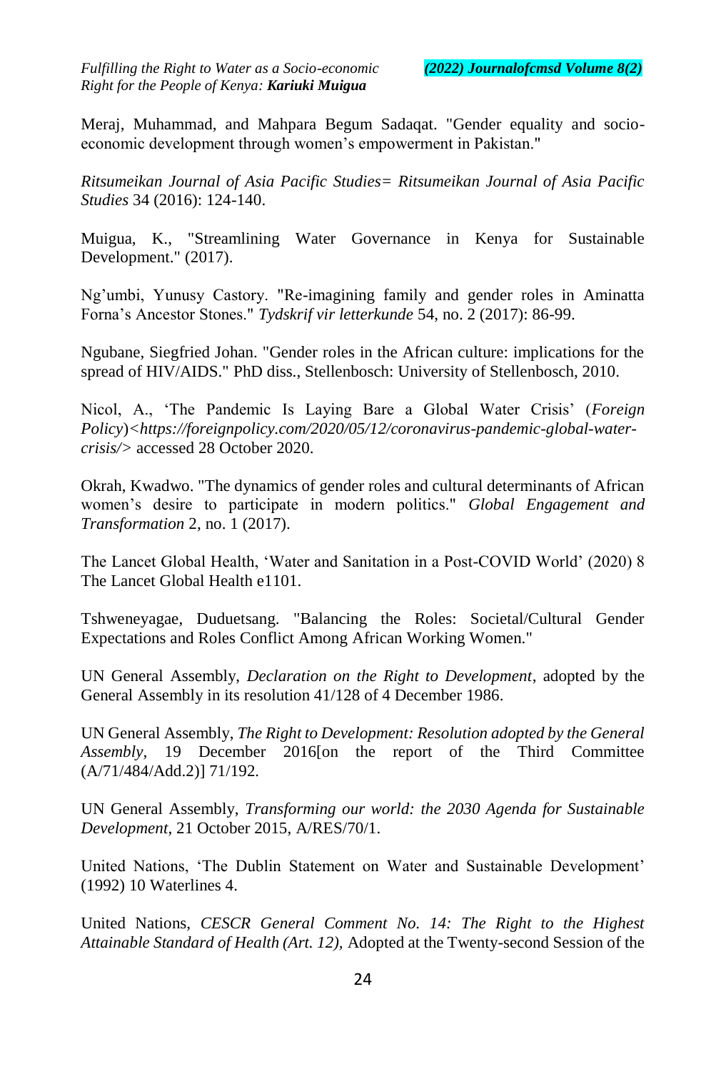Meraj, Muhammad, and Mahpara Begum Sadaqat. "Gender equality and socio-economic development through women's empowerment in Pakistan."

*Ritsumeikan Journal of Asia Pacific Studies= Ritsumeikan Journal of Asia Pacific Studies* 34 (2016): 124-140.

Muigua, K., "Streamlining Water Governance in Kenya for Sustainable Development." (2017).

Ng'umbi, Yunusy Castory. "Re-imagining family and gender roles in Aminatta Forna's Ancestor Stones." *Tydskrif vir letterkunde* 54, no. 2 (2017): 86-99.

Ngubane, Siegfried Johan. "Gender roles in the African culture: implications for the spread of HIV/AIDS." PhD diss., Stellenbosch: University of Stellenbosch, 2010.

Nicol, A., 'The Pandemic Is Laying Bare a Global Water Crisis' (*Foreign Policy*)<*https://foreignpolicy.com/2020/05/12/coronavirus-pandemic-global-water-crisis/*> accessed 28 October 2020.

Okrah, Kwadwo. "The dynamics of gender roles and cultural determinants of African women's desire to participate in modern politics." *Global Engagement and Transformation* 2, no. 1 (2017).

The Lancet Global Health, 'Water and Sanitation in a Post-COVID World' (2020) 8 The Lancet Global Health e1101.

Tshweneyagae, Duduetsang. "Balancing the Roles: Societal/Cultural Gender Expectations and Roles Conflict Among African Working Women."

UN General Assembly, *Declaration on the Right to Development*, adopted by the General Assembly in its resolution 41/128 of 4 December 1986.

UN General Assembly, *The Right to Development: Resolution adopted by the General Assembly*, 19 December 2016[on the report of the Third Committee (A/71/484/Add.2)] 71/192.

UN General Assembly, *Transforming our world: the 2030 Agenda for Sustainable Development*, 21 October 2015, A/RES/70/1.

United Nations, 'The Dublin Statement on Water and Sustainable Development' (1992) 10 Waterlines 4.

United Nations, *CESCR General Comment No. 14: The Right to the Highest Attainable Standard of Health (Art. 12),* Adopted at the Twenty-second Session of the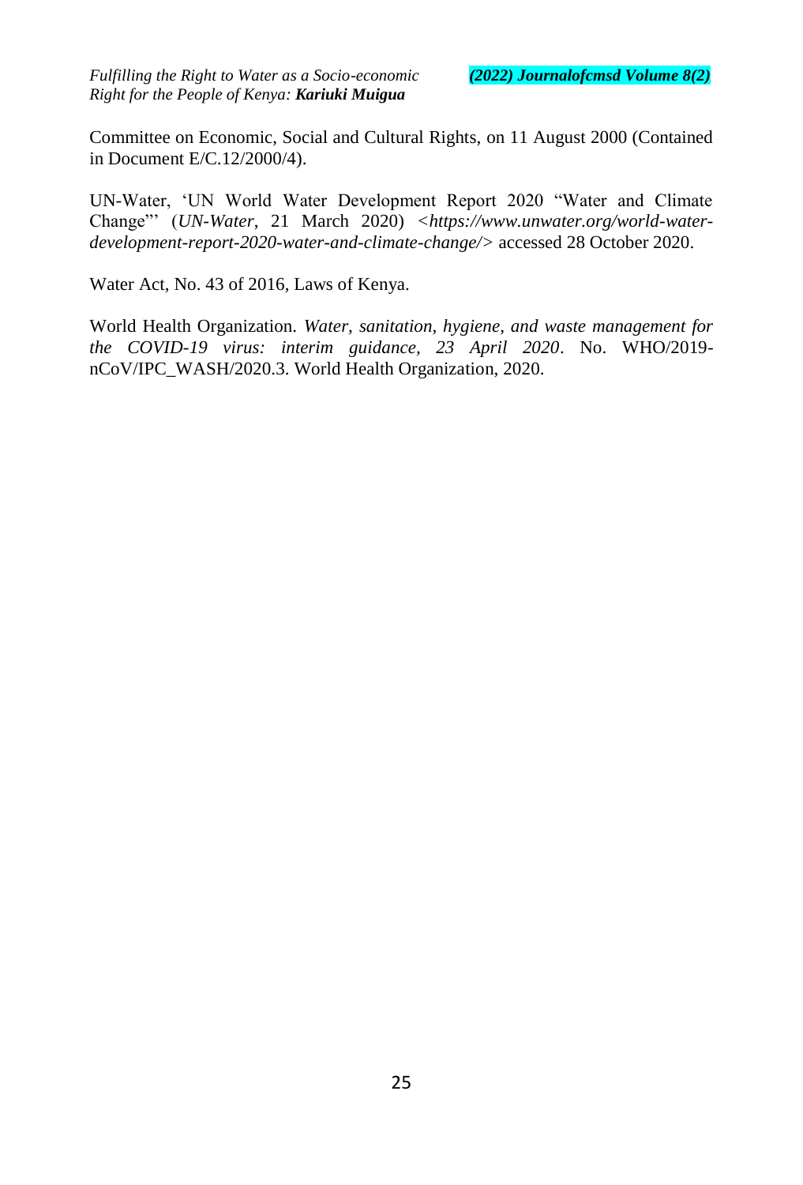Committee on Economic, Social and Cultural Rights, on 11 August 2000 (Contained in Document E/C.12/2000/4).

UN-Water, 'UN World Water Development Report 2020 "Water and Climate Change"' (*UN-Water*, 21 March 2020) <*https://www.unwater.org/world-water-development-report-2020-water-and-climate-change/*> accessed 28 October 2020.

Water Act, No. 43 of 2016, Laws of Kenya.

World Health Organization. *Water, sanitation, hygiene, and waste management for the COVID-19 virus: interim guidance, 23 April 2020*. No. WHO/2019-nCoV/IPC_WASH/2020.3. World Health Organization, 2020.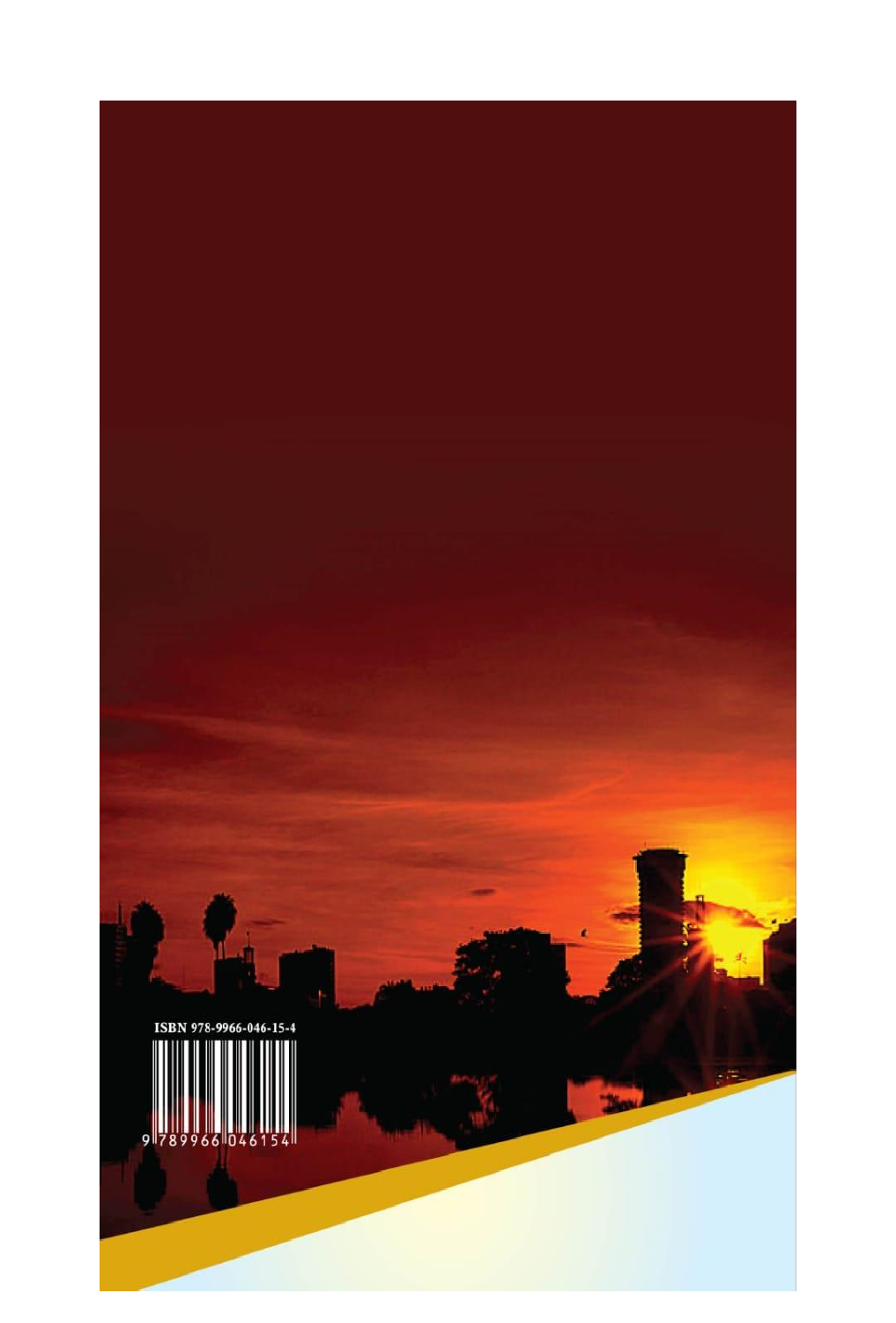ISBN 978-9966-046-15-4

9 789966 046154